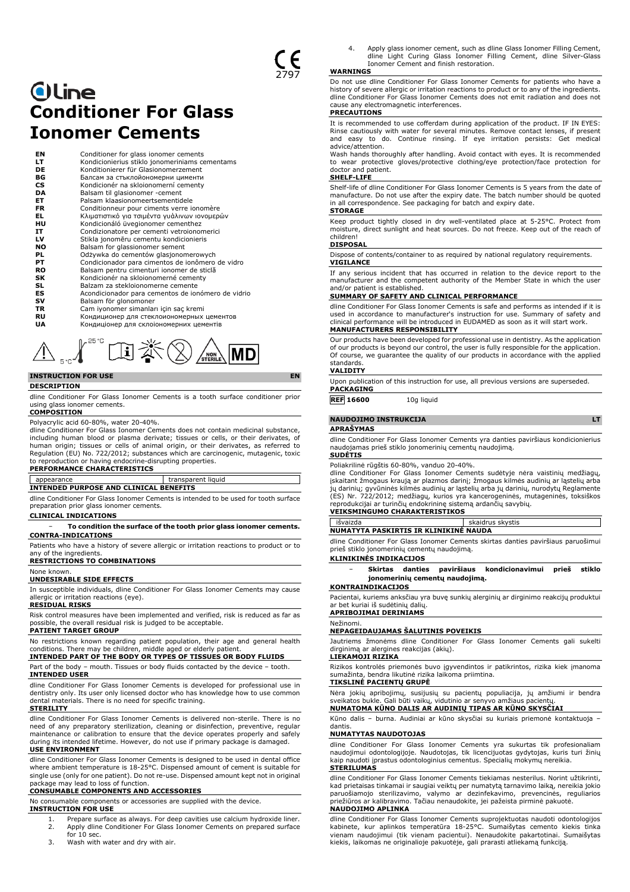CE 2797

dline

# Conditioner For Glass Ionomer Cements

| | |
|---|---|
| EN | Conditioner for glass ionomer cements |
| LT | Kondicionierius stiklo jonomeriniams cementams |
| DE | Konditionierer für Glasionomerzement |
| BG | Балсам за стъклойономерни цименти |
| CS | Kondicionér na skloionomerní cementy |
| DA | Balsam til glasionomer -cement |
| ET | Palsam klaasionomeertsementidele |
| FR | Conditionneur pour ciments verre ionomère |
| EL | Κλιματιστικό για τσιμέντα γυάλινων ιονομερών |
| HU | Kondicionáló üvegionomer cementhez |
| IT | Condizionatore per cementi vetroionomerici |
| LV | Stikla jonomēru cementu kondicionieris |
| NO | Balsam for glassionomer sement |
| PL | Odżywka do cementów glasjonomerowych |
| PT | Condicionador para cimentos de ionômero de vidro |
| RO | Balsam pentru cimenturi ionomer de sticlă |
| SK | Kondicionér na skloionomerné cementy |
| SL | Balzam za stekloionomerne cemente |
| ES | Acondicionador para cementos de ionómero de vidrio |
| SV | Balsam för glonomoner |
| TR | Cam iyonomer simanları için saç kremi |
| RU | Кондиционер для стеклоиономерных цементов |
| UA | Кондиціонер для склоіономерних цементів |

5°C 25°C NON STERILE MD

## INSTRUCTION FOR USE EN

### DESCRIPTION

dline Conditioner For Glass Ionomer Cements is a tooth surface conditioner prior using glass ionomer cements.

### COMPOSITION

Polyacrylic acid 60-80%, water 20-40%.

dline Conditioner For Glass Ionomer Cements does not contain medicinal substance, including human blood or plasma derivate; tissues or cells, or their derivates, of human origin; tissues or cells of animal origin, or their derivates, as referred to Regulation (EU) No. 722/2012; substances which are carcinogenic, mutagenic, toxic to reproduction or having endocrine-disrupting properties.

### PERFORMANCE CHARACTERISTICS

| | |
|---|---|
| appearance | transparent liquid |

### INTENDED PURPOSE AND CLINICAL BENEFITS

dline Conditioner For Glass Ionomer Cements is intended to be used for tooth surface preparation prior glass ionomer cements.

### CLINICAL INDICATIONS

- **To condition the surface of the tooth prior glass ionomer cements.**

### CONTRA-INDICATIONS

Patients who have a history of severe allergic or irritation reactions to product or to any of the ingredients.

### RESTRICTIONS TO COMBINATIONS

None known.

### UNDESIRABLE SIDE EFFECTS

In susceptible individuals, dline Conditioner For Glass Ionomer Cements may cause allergic or irritation reactions (eye).

### RESIDUAL RISKS

Risk control measures have been implemented and verified, risk is reduced as far as possible, the overall residual risk is judged to be acceptable.

### PATIENT TARGET GROUP

No restrictions known regarding patient population, their age and general health conditions. There may be children, middle aged or elderly patient.

### INTENDED PART OF THE BODY OR TYPES OF TISSUES OR BODY FLUIDS

Part of the body – mouth. Tissues or body fluids contacted by the device – tooth.

### INTENDED USER

dline Conditioner For Glass Ionomer Cements is developed for professional use in dentistry only. Its user only licensed doctor who has knowledge how to use common dental materials. There is no need for specific training.

### STERILITY

dline Conditioner For Glass Ionomer Cements is delivered non-sterile. There is no need of any preparatory sterilization, cleaning or disinfection, preventive, regular maintenance or calibration to ensure that the device operates properly and safely during its intended lifetime. However, do not use if primary package is damaged.

### USE ENVIRONMENT

dline Conditioner For Glass Ionomer Cements is designed to be used in dental office where ambient temperature is 18-25°C. Dispensed amount of cement is suitable for single use (only for one patient). Do not re-use. Dispensed amount kept not in original package may lead to loss of function.

### CONSUMABLE COMPONENTS AND ACCESSORIES

No consumable components or accessories are supplied with the device.

### INSTRUCTION FOR USE

1. Prepare surface as always. For deep cavities use calcium hydroxide liner.
2. Apply dline Conditioner For Glass Ionomer Cements on prepared surface for 10 sec.
3. Wash with water and dry with air.
4. Apply glass ionomer cement, such as dline Glass Ionomer Filling Cement, dline Light Curing Glass Ionomer Filling Cement, dline Silver-Glass Ionomer Cement and finish restoration.

### WARNINGS

Do not use dline Conditioner For Glass Ionomer Cements for patients who have a history of severe allergic or irritation reactions to product or to any of the ingredients. dline Conditioner For Glass Ionomer Cements does not emit radiation and does not cause any electromagnetic interferences.

### PRECAUTIONS

It is recommended to use cofferdam during application of the product. IF IN EYES: Rinse cautiously with water for several minutes. Remove contact lenses, if present and easy to do. Continue rinsing. If eye irritation persists: Get medical advice/attention.

Wash hands thoroughly after handling. Avoid contact with eyes. It is recommended to wear protective gloves/protective clothing/eye protection/face protection for doctor and patient.

### SHELF-LIFE

Shelf-life of dline Conditioner For Glass Ionomer Cements is 5 years from the date of manufacture. Do not use after the expiry date. The batch number should be quoted in all correspondence. See packaging for batch and expiry date.

### STORAGE

Keep product tightly closed in dry well-ventilated place at 5-25°C. Protect from moisture, direct sunlight and heat sources. Do not freeze. Keep out of the reach of children!

### DISPOSAL

Dispose of contents/container to as required by national regulatory requirements.

### VIGILANCE

If any serious incident that has occurred in relation to the device report to the manufacturer and the competent authority of the Member State in which the user and/or patient is established.

### SUMMARY OF SAFETY AND CLINICAL PERFORMANCE

dline Conditioner For Glass Ionomer Cements is safe and performs as intended if it is used in accordance to manufacturer's instruction for use. Summary of safety and clinical performance will be introduced in EUDAMED as soon as it will start work.

### MANUFACTURERS RESPONSIBILITY

Our products have been developed for professional use in dentistry. As the application of our products is beyond our control, the user is fully responsible for the application. Of course, we guarantee the quality of our products in accordance with the applied standards.

### VALIDITY

Upon publication of this instruction for use, all previous versions are superseded.

### PACKAGING

| | |
|---|---|
| REF 16600 | 10g liquid |

## NAUDOJIMO INSTRUKCIJA LT

### APRAŠYMAS

dline Conditioner For Glass Ionomer Cements yra danties paviršiaus kondicionierius naudojamas prieš stiklo jonomerinių cementų naudojimą.

### SUDĖTIS

Poliakrilinė rūgštis 60-80%, vanduo 20-40%.

dline Conditioner For Glass Ionomer Cements sudėtyje nėra vaistinių medžiagų, įskaitant žmogaus kraują ar plazmos darinį; žmogaus kilmės audinių ar ląstelių arba jų darinių; gyvūninės kilmės audinių ar ląstelių arba jų darinių, nurodytų Reglamente (ES) Nr. 722/2012; medžiagų, kurios yra kancerogeninės, mutageninės, toksiškos reprodukcijai ar turinčių endokrininę sistemą ardančių savybių.

### VEIKSMINGUMO CHARAKTERISTIKOS

| | |
|---|---|
| išvaizda | skaidrus skystis |

### NUMATYTA PASKIRTIS IR KLINIKINĖ NAUDA

dline Conditioner For Glass Ionomer Cements skirtas danties paviršiaus paruošimui prieš stiklo jonomerinių cementų naudojimą.

### KLINIKINĖS INDIKACIJOS

- **Skirtas danties paviršiaus kondicionavimui prieš stiklo jonomerinių cementų naudojimą.**

### KONTRAINDIKACIJOS

Pacientai, kuriems anksčiau yra buvę sunkių alerginių ar dirginimo reakcijų produktui ar bet kuriai iš sudėtinių dalių.

### APRIBOJIMAI DERINIAMS

Nežinomi.

### NEPAGEIDAUJAMAS ŠALUTINIS POVEIKIS

Jautriems žmonėms dline Conditioner For Glass Ionomer Cements gali sukelti dirginimą ar alergines reakcijas (akių).

### LIEKAMOJI RIZIKA

Rizikos kontrolės priemonės buvo įgyvendintos ir patikrintos, rizika kiek įmanoma sumažinta, bendra likutinė rizika laikoma priimtina.

### TIKSLINĖ PACIENTŲ GRUPĖ

Nėra jokių apribojimų, susijusių su pacientų populiacija, jų amžiumi ir bendra sveikatos būkle. Gali būti vaikų, vidutinio ar senyvo amžiaus pacientų.

### NUMATOMA KŪNO DALIS AR AUDINIŲ TIPAS AR KŪNO SKYSČIAI

Kūno dalis – burna. Audiniai ar kūno skysčiai su kuriais priemonė kontaktuoja – dantis.

### NUMATYTAS NAUDOTOJAS

dline Conditioner For Glass Ionomer Cements yra sukurtas tik profesionaliam naudojimui odontologijoje. Naudotojas, tik licencijuotas gydytojas, kuris turi žinių kaip naudoti įprastus odontologinius cementus. Specialių mokymų nereikia.

### STERILUMAS

dline Conditioner For Glass Ionomer Cements tiekiamas nesterilus. Norint užtikrinti, kad prietaisas tinkamai ir saugiai veiktų per numatytą tarnavimo laiką, nereikia jokio paruošiamojo sterilizavimo, valymo ar dezinfekavimo, prevencinės, reguliarios priežiūros ar kalibravimo. Tačiau nenaudokite, jei pažeista pirminė pakuotė.

### NAUDOJIMO APLINKA

dline Conditioner For Glass Ionomer Cements suprojektuotas naudoti odontologijos kabinete, kur aplinkos temperatūra 18-25°C. Sumaišytas cemento kiekis tinka vienam naudojimui (tik vienam pacientui). Nenaudokite pakartotinai. Sumaišytas kiekis, laikomas ne originalioje pakuotėje, gali prarasti atliekamą funkciją.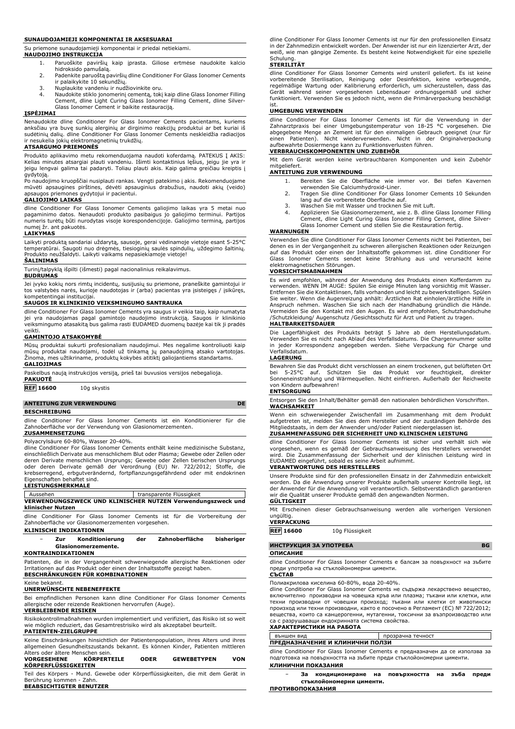**SUNAUDOJAMIEJI KOMPONENTAI IR AKSESUARAI**

Su priemone sunaudojamieji komponentai ir priedai netiekiami.

**NAUDOJIMO INSTRUKCIJA**

1. Paruoškite paviršių kaip įprasta. Giliose ertmėse naudokite kalcio hidroksido pamušalą.
2. Padenkite paruoštą paviršių dline Conditioner For Glass Ionomer Cements ir palaikykite 10 sekundžių.
3. Nuplaukite vandeniu ir nudžiovinkite oru.
4. Naudokite stiklo jonomerinį cementą, tokį kaip dline Glass Ionomer Filling Cement, dline Light Curing Glass Ionomer Filling Cement, dline Silver-Glass Ionomer Cement ir baikite restauraciją.

**ĮSPĖJIMAI**

Nenaudokite dline Conditioner For Glass Ionomer Cements pacientams, kuriems anksčiau yra buvę sunkių alerginių ar dirginimo reakcijų produktui ar bet kuriai iš sudėtinių dalių. dline Conditioner For Glass Ionomer Cements neskleidžia radiacijos ir nesukelia jokių elektromagnetinių trukdžių.

**ATSARGUMO PRIEMONĖS**

Produkto aplikavimo metu rekomenduojama naudoti koferdamą. PATEKUS Į AKIS: Kelias minutes atsargiai plauti vandeniu. Išimti kontaktinius lęšius, jeigu jie yra ir jeigu lengvai galima tai padaryti. Toliau plauti akis. Kaip galima greičiau kreiptis į gydytoją.
Po naudojimo kruopščiai nusiplauti rankas. Vengti patekimo į akis. Rekomenduojame mūvėti apsaugines pirštines, dėvėti apsauginius drabužius, naudoti akių (veido) apsaugos priemones gydytojui ir pacientui.

**GALIOJIMO LAIKAS**

dline Conditioner For Glass Ionomer Cements galiojimo laikas yra 5 metai nuo pagaminimo datos. Nenaudoti produkto pasibaigus jo galiojimo terminui. Partijos numeris turėtų būti nurodytas visoje korespondencijoje. Galiojimo terminą, partijos numerį žr. ant pakuotės.

**LAIKYMAS**

Laikyti produktą sandariai uždarytą, sausoje, gerai vėdinamoje vietoje esant 5-25°C temperatūrai. Saugoti nuo drėgmės, tiesioginių saulės spindulių, uždegimo šaltinių. Produkto neužšaldyti. Laikyti vaikams nepasiekiamoje vietoje!

**ŠALINIMAS**

Turinį/talpyklą išpilti (išmesti) pagal nacionalinius reikalavimus.

**BUDRUMAS**

Jei įvyko kokių nors rimtų incidentų, susijusių su priemone, praneškite gamintojui ir tos valstybės narės, kurioje naudotojas ir (arba) pacientas yra įsisteigęs / įsikūręs, kompetentingai institucijai.

**SAUGOS IR KLINIKINIO VEIKSMINGUMO SANTRAUKA**

dline Conditioner For Glass Ionomer Cements yra saugus ir veikia taip, kaip numatyta jei yra naudojamas pagal gamintojo naudojimo instrukciją. Saugos ir klinikinio veiksmingumo atasakitą bus galima rasti EUDAMED duomenų bazėje kai tik ji pradės veikti.

**GAMINTOJO ATSAKOMYBĖ**

Mūsų produktai sukurti profesionaliam naudojimui. Mes negalime kontroliuoti kaip mūsų produktai naudojami, todėl už tinkamą jų panaudojimą atsako vartotojas. Žinoma, mes užtikriname, produktų kokybės atitiktį galiojantiems standartams.

**GALIOJIMAS**

Paskelbus naują instrukcijos versiją, prieš tai buvusios versijos nebegalioja.

**PAKUOTĖ**

**REF 16600** 10g skystis

## ANTEITUNG ZUR VERWENDUNG DE

**BESCHREIBUNG**

dline Conditioner For Glass Ionomer Cements ist ein Konditionierer für die Zahnoberfläche vor der Verwendung von Glasionomerzementen.

**ZUSAMMENSETZUNG**

Polyacrylsäure 60-80%, Wasser 20-40%.
dline Conditioner For Glass Ionomer Cements enthält keine medizinische Substanz, einschließlich Derivate aus menschlichem Blut oder Plasma; Gewebe oder Zellen oder deren Derivate menschlichen Ursprungs; Gewebe oder Zellen tierischen Ursprungs oder deren Derivate gemäß der Verordnung (EU) Nr. 722/2012; Stoffe, die krebserregend, erbgutverändernd, fortpflanzungsgefährdend oder mit endokrinen Eigenschaften behaftet sind.

**LEISTUNGSMERKMALE**

| | |
|---|---|
| Aussehen | transparente Flüssigkeit |

**VERWENDUNGSZWECK UND KLINISCHER NUTZEN Verwendungszweck und klinischer Nutzen**

dline Conditioner For Glass Ionomer Cements ist für die Vorbereitung der Zahnoberfläche vor Glasionomerzementen vorgesehen.

**KLINISCHE INDIKATIONEN**

- **Zur Konditionierung der Zahnoberfläche bisheriger Glasionomerzemete.**

**KONTRAINDIKATIONEN**

Patienten, die in der Vergangenheit schwerwiegende allergische Reaktionen oder Irritationen auf das Produkt oder einen der Inhaltsstoffe gezeigt haben.

**BESCHRÄNKUNGEN FÜR KOMBINATIONEN**

Keine bekannt.

**UNERWÜNSCHTE NEBENEFFEKTE**

Bei empfindlichen Personen kann dline Conditioner For Glass Ionomer Cements allergische oder reizende Reaktionen hervorrufen (Auge).

**VERBLEIBENDE RISIKEN**

Risikokontrollmaßnahmen wurden implementiert und verifiziert, das Risiko ist so weit wie möglich reduziert, das Gesamtrestrisiko wird als akzeptabel beurteilt.

**PATIENTEN-ZIELGRUPPE**

Keine Einschränkungen hinsichtlich der Patientenpopulation, ihres Alters und ihres allgemeinen Gesundheitszustands bekannt. Es können Kinder, Patienten mittleren Alters oder ältere Menschen sein.

**VORGESEHENE KÖRPERTEILE ODER GEWEBETYPEN VON KÖRPERFLÜSSIGKEITEN**

Teil des Körpers - Mund. Gewebe oder Körperflüssigkeiten, die mit dem Gerät in Berührung kommen - Zahn.

**BEABSICHTIGTER BENUTZER**

dline Conditioner For Glass Ionomer Cements ist nur für den professionellen Einsatz in der Zahnmedizin entwickelt worden. Der Anwender ist nur ein lizenzierter Arzt, der weiß, wie man gängige Zemente. Es besteht keine Notwendigkeit für eine spezielle Schulung.

**STERILITÄT**

dline Conditioner For Glass Ionomer Cements wird unsteril geliefert. Es ist keine vorbereitende Sterilisation, Reinigung oder Desinfektion, keine vorbeugende, regelmäßige Wartung oder Kalibrierung erforderlich, um sicherzustellen, dass das Gerät während seiner vorgesehenen Lebensdauer ordnungsgemäß und sicher funktioniert. Verwenden Sie es jedoch nicht, wenn die Primärverpackung beschädigt ist.

**UMGEBUNG VERWENDEN**

dline Conditioner For Glass Ionomer Cements ist für die Verwendung in der Zahnarztpraxis bei einer Umgebungstemperatur von 18-25 °C vorgesehen. Die abgegebene Menge an Zement ist für den einmaligen Gebrauch geeignet (nur für einen Patienten). Nicht wiederverwenden. Nicht in der Originalverpackung aufbewahrte Dosiermenge kann zu Funktionsverlusten führen.

**VERBRAUCHSKOMPONENTEN UND ZUBEHÖR**

Mit dem Gerät werden keine verbrauchbaren Komponenten und kein Zubehör mitgeliefert.

**ANTEITUNG ZUR VERWENDUNG**

1. Bereiten Sie die Oberfläche wie immer vor. Bei tiefen Kavernen verwenden Sie Calciumhydroxid-Liner.
2. Tragen Sie dline Conditioner For Glass Ionomer Cements 10 Sekunden lang auf die vorbereitete Oberfläche auf.
3. Waschen Sie mit Wasser und trocknen Sie mit Luft.
4. Applizieren Sie Glasionomerzement, wie z. B. dline Glass Ionomer Filling Cement, dline Light Curing Glass Ionomer Filling Cement, dline Silver-Glass Ionomer Cement und stellen Sie die Restauration fertig.

**WARNUNGEN**

Verwenden Sie dline Conditioner For Glass Ionomer Cements nicht bei Patienten, bei denen es in der Vergangenheit zu schweren allergischen Reaktionen oder Reizungen auf das Produkt oder einen der Inhaltsstoffe gekommen ist. dline Conditioner For Glass Ionomer Cements sendet keine Strahlung aus und verursacht keine elektromagnetischen Störungen.

**VORSICHTSMAßNAHMEN**

Es wird empfohlen, während der Anwendung des Produkts einen Kofferdamm zu verwenden. WENN IM AUGE: Spülen Sie einige Minuten lang vorsichtig mit Wasser. Entfernen Sie die Kontaktlinsen, falls vorhanden und leicht zu bewerkstelligen. Spülen Sie weiter. Wenn die Augenreizung anhält: Ärztlichen Rat einholen/ärztliche Hilfe in Anspruch nehmen. Waschen Sie sich nach der Handhabung gründlich die Hände. Vermeiden Sie den Kontakt mit den Augen. Es wird empfohlen, Schutzhandschuhe /Schutzkleidung/ Augenschutz /Gesichtsschutz für Arzt und Patient zu tragen.

**HALTBARKEITSDAUER**

Die Lagerfähigkeit des Produkts beträgt 5 Jahre ab dem Herstellungsdatum. Verwenden Sie es nicht nach Ablauf des Verfallsdatums. Die Chargennummer sollte in jeder Korrespondenz angegeben werden. Siehe Verpackung für Charge und Verfallsdatum.

**LAGERUNG**

Bewahren Sie das Produkt dicht verschlossen an einem trockenen, gut belüfteten Ort bei 5-25°C auf. Schützen Sie das Produkt vor feuchtigkeit, direkter Sonneneinstrahlung und Wärmequellen. Nicht einfrieren. Außerhalb der Reichweite von Kindern aufbewahren!

**ENTSORGUNG**

Entsorgen Sie den Inhalt/Behälter gemäß den nationalen behördlichen Vorschriften.

**WACHSAMKEIT**

Wenn ein schwerwiegender Zwischenfall im Zusammenhang mit dem Produkt aufgetreten ist, melden Sie dies dem Hersteller und der zuständigen Behörde des Mitgliedstaats, in dem der Anwender und/oder Patient niedergelassen ist.

**ZUSAMMENFASSUNG DER SICHERHEIT UND KLINISCHEN LEISTUNG**

dline Conditioner For Glass Ionomer Cements ist sicher und verhält sich wie vorgesehen, wenn es gemäß der Gebrauchsanweisung des Herstellers verwendet wird. Die Zusammenfassung der Sicherheit und der klinischen Leistung wird in EUDAMED eingeführt, sobald es seine Arbeit aufnimmt.

**VERANTWORTUNG DES HERSTELLERS**

Unsere Produkte sind für den professionellen Einsatz in der Zahnmedizin entwickelt worden. Da die Anwendung unserer Produkte außerhalb unserer Kontrolle liegt, ist der Anwender für die Anwendung voll verantwortlich. Selbstverständlich garantieren wir die Qualität unserer Produkte gemäß den angewandten Normen.

**GÜLTIGKEIT**

Mit Erscheinen dieser Gebrauchsanweisung werden alle vorherigen Versionen ungültig.

**VERPACKUNG**

**REF 16600** 10g Flüssigkeit

## ИНСТРУКЦИЯ ЗА УПОТРЕБА BG

**ОПИСАНИЕ**

dline Conditioner For Glass Ionomer Cements е балсам за повърхност на зъбите преди употреба на стъклойономерни цименти.

**СЪСТАВ**

Полиакрилова киселина 60-80%, вода 20-40%.
dline Conditioner For Glass Ionomer Cements не съдържа лекарствено вещество, включително производни на човешка кръв или плазма; тъкани или клетки, или техни производни от човешки произход; тъкани или клетки от животински произход или техни производни, както е посочено в Регламент (ЕС) № 722/2012; вещества, които са канцерогенни, мутагенни, токсични за възпроизводство или са с разрушаващи ендокринната система свойства.

**ХАРАКТЕРИСТИКИ НА РАБОТА**

| | |
|---|---|
| външен вид | прозрачна течност |

**ПРЕДНАЗНАЧЕНИЕ И КЛИНИЧНИ ПОЛЗИ**

dline Conditioner For Glass Ionomer Cements е предназначен да се използва за подготовка на повърхността на зъбите преди стъклойономерни цименти.

**КЛИНИЧНИ ПОКАЗАНИЯ**

- **За кондициониране на повърхността на зъба преди стъклойономерни цименти.**

**ПРОТИВОПОКАЗАНИЯ**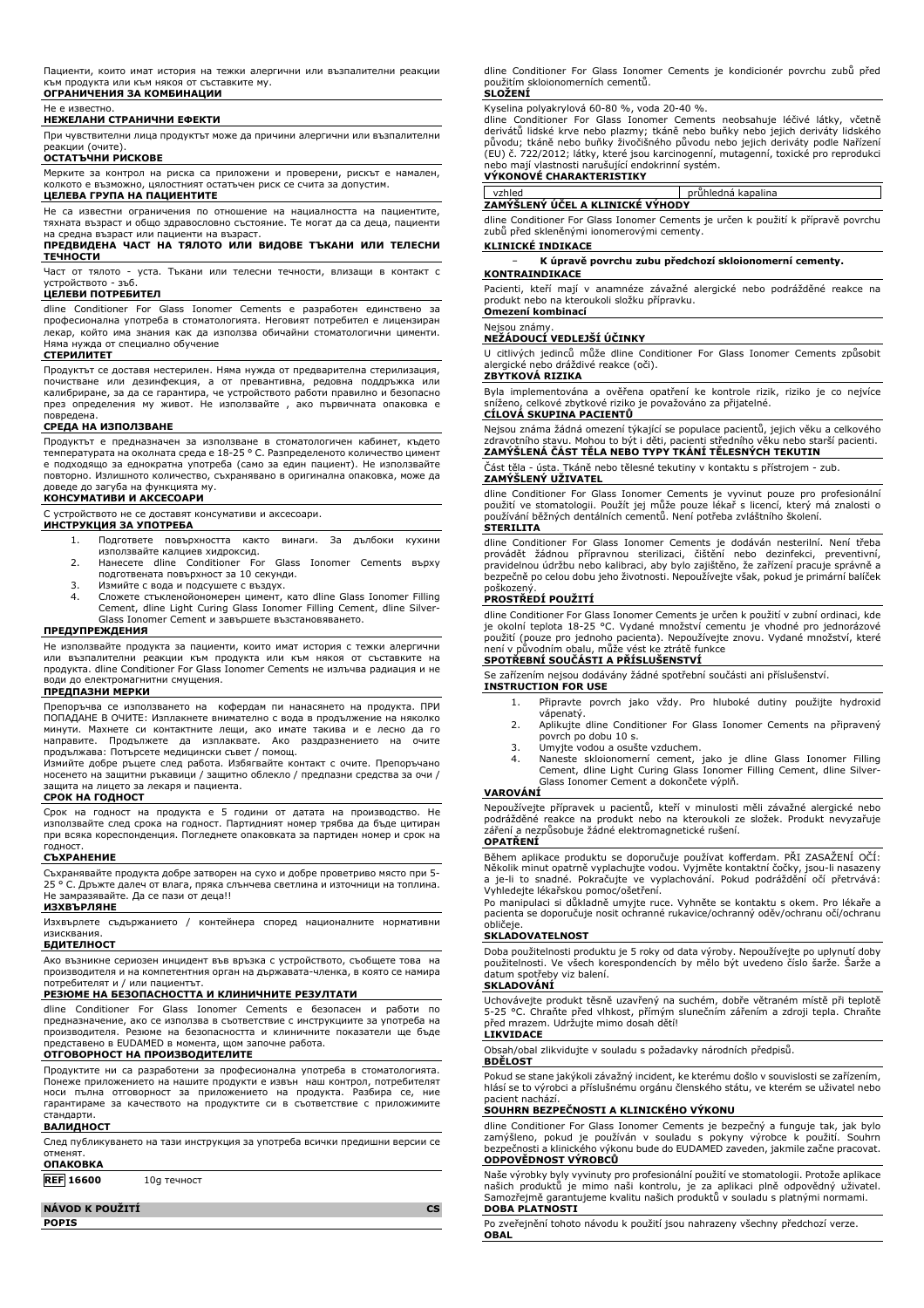Пациенти, които имат история на тежки алергични или възпалителни реакции към продукта или към някоя от съставките му.

**ОГРАНИЧЕНИЯ ЗА КОМБИНАЦИИ**

Не е известно.

**НЕЖЕЛАНИ СТРАНИЧНИ ЕФЕКТИ**

При чувствителни лица продуктът може да причини алергични или възпалителни реакции (очите).

**ОСТАТЪЧНИ РИСКОВЕ**

Мерките за контрол на риска са приложени и проверени, рискът е намален, колкото е възможно, цялостният остатъчен риск се счита за допустим.

**ЦЕЛЕВА ГРУПА НА ПАЦИЕНТИТЕ**

Не са известни ограничения по отношение на нациалността на пациентите, тяхната възраст и общо здравословно състояние. Те могат да са деца, пациенти на средна възраст или пациенти на възраст.

**ПРЕДВИДЕНА ЧАСТ НА ТЯЛОТО ИЛИ ВИДОВЕ ТЪКАНИ ИЛИ ТЕЛЕСНИ ТЕЧНОСТИ**

Част от тялото - уста. Тъкани или телесни течности, влизащи в контакт с устройството - зъб.

**ЦЕЛЕВИ ПОТРЕБИТЕЛ**

dline Conditioner For Glass Ionomer Cements е разработен единствено за професионална употреба в стоматологията. Неговият потребител е лицензиран лекар, който има знания как да използва обичайни стоматологични цименти. Няма нужда от специално обучение

**СТЕРИЛИТЕТ**

Продуктът се доставя нестерилен. Няма нужда от предварителна стерилизация, почистване или дезинфекция, а от превантивна, редовна поддръжка или калибриране, за да се гарантира, че устройството работи правилно и безопасно през определения му живот. Не използвайте , ако първичната опаковка е повредена.

**СРЕДА НА ИЗПОЛЗВАНЕ**

Продуктът е предназначен за използване в стоматологичен кабинет, където температурата на околната среда е 18-25 ° C. Разпределеното количество цимент е подходящо за еднократна употреба (само за един пациент). Не използвайте повторно. Излишното количество, съхранявано в оригинална опаковка, може да доведе до загуба на функцията му.

**КОНСУМАТИВИ И АКСЕСОАРИ**

С устройството не се доставят консумативи и аксесоари.

**ИНСТРУКЦИЯ ЗА УПОТРЕБА**

1. Подгответе повърхността както винаги. За дълбоки кухини използвайте калциев хидроксид.
2. Нанесете dline Conditioner For Glass Ionomer Cements върху подготвената повърхност за 10 секунди.
3. Измийте с вода и подсушете с въздух.
4. Сложете стъклойономерен цимент, като dline Glass Ionomer Filling Cement, dline Light Curing Glass Ionomer Filling Cement, dline Silver-Glass Ionomer Cement и завършете възстановяването.

**ПРЕДУПРЕЖДЕНИЯ**

Не използвайте продукта за пациенти, които имат история с тежки алергични или възпалителни реакции към продукта или към някоя от съставките на продукта. dline Conditioner For Glass Ionomer Cements не излъчва радиация и не води до електромагнитни смущения.

**ПРЕДПАЗНИ МЕРКИ**

Препоръчва се използването на кофердам пи нанасяneто на продукта. ПРИ ПОПАДАНЕ В ОЧИТЕ: Изплакнете внимателно с вода в продължение на няколко минути. Махнете си контактните лещи, ако имате такива и е лесно да го направите. Продължете да изплаквате. Ако раздразнението на очите продължава: Потърсете медицински съвет / помощ.

Измийте добре ръцете след работа. Избягвайте контакт с очите. Препоръчано носенето на защитни ръкавици / защитно облекло / предпазни средства за очи / защита на лицето за лекаря и пациента.

**СРОК НА ГОДНОСТ**

Срок на годност на продукта е 5 години от датата на производство. Не използвайте след срока на годност. Партидният номер трябва да бъде цитиран при всяка кореспонденция. Погледнете опаковката за партиден номер и срок на годност.

**СЪХРАНЕНИЕ**

Съхранявайте продукта добре затворен на сухо и добре проветриво място при 5-25 ° C. Дръжте далеч от влага, пряка слънчева светлина и източници на топлина. Не замразявайте. Да се пази от деца!!

**ИЗХВЪРЛЯНЕ**

Изхвърлете съдържанието / контейнера според националните нормативни изисквания.

**БДИТЕЛНОСТ**

Ако възникне сериозен инцидент във връзка с устройството, съобщете това на производителя и на компетентния орган на държавата-членка, в която се намира потребителят и / или пациентът.

**РЕЗЮМЕ НА БЕЗОПАСНОСТТА И КЛИНИЧНИТЕ РЕЗУЛТАТИ**

dline Conditioner For Glass Ionomer Cements е безопасен и работи по предназначение, ако се използва в съответствие с инструкциите за употреба на производителя. Резюме на безопасността и клиничните показатели ще бъде представено в EUDAMED в момента, щом започне работа.

**ОТГОВОРНОСТ НА ПРОИЗВОДИТЕЛИТЕ**

Продуктите ни са разработени за професионална употреба в стоматологията. Понеже приложението на нашите продукти е извън наш контрол, потребителят носи пълна отговорност за приложението на продукта. Разбира се, ние гарантираме за качеството на продуктите си в съответствие с приложимите стандарти.

**ВАЛИДНОСТ**

След публикуването на тази инструкция за употреба всички предишни версии се отменят.

**ОПАКОВКА**

**REF 16600** 10g течност

**NÁVOD K POUŽITÍ** CS

**POPIS**

dline Conditioner For Glass Ionomer Cements je kondicionér povrchu zubů před použitím skloionomerních cementů.

**SLOŽENÍ**

Kyselina polyakrylová 60-80 %, voda 20-40 %.
dline Conditioner For Glass Ionomer Cements neobsahuje léčivé látky, včetně derivátů lidské krve nebo plazmy; tkáně nebo buňky nebo jejich deriváty lidského původu; tkáně nebo buňky živočišného původu nebo jejich deriváty podle Nařízení (EU) č. 722/2012; látky, které jsou karcinogenní, mutagenní, toxické pro reprodukci nebo mají vlastnosti narušující endokrinní systém.

**VÝKONOVÉ CHARAKTERISTIKY**

| | |
|---|---|
| vzhled | průhledná kapalina |

**ZAMÝŠLENÝ ÚČEL A KLINICKÉ VÝHODY**

dline Conditioner For Glass Ionomer Cements je určen k použití k přípravě povrchu zubů před skleněnými ionomerovými cementy.

**KLINICKÉ INDIKACE**

- **K úpravě povrchu zubu předchozí skloionomerní cementy.**

**KONTRAINDIKACE**

Pacienti, kteří mají v anamnéze závažné alergické nebo podrážděné reakce na produkt nebo na kteroukoli složku přípravku.

**Omezení kombinací**

Nejsou známy.

**NEŽÁDOUCÍ VEDLEJŠÍ ÚČINKY**

U citlivých jedinců může dline Conditioner For Glass Ionomer Cements způsobit alergické nebo dráždivé reakce (oči).

**ZBYTKOVÁ RIZIKA**

Byla implementována a ověřena opatření ke kontrole rizik, riziko je co nejvíce sníženo, celkové zbytkové riziko je považováno za přijatelné.

**CÍLOVÁ SKUPINA PACIENTŮ**

Nejsou známa žádná omezení týkající se populace pacientů, jejich věku a celkového zdravotního stavu. Mohou to být i děti, pacienti středního věku nebo starší pacienti.

**ZAMÝŠLENÁ ČÁST TĚLA NEBO TYPY TKÁNÍ TĚLESNÝCH TEKUTIN**

Část těla - ústa. Tkáně nebo tělesné tekutiny v kontaktu s přístrojem - zub.

**ZAMÝŠLENÝ UŽIVATEL**

dline Conditioner For Glass Ionomer Cements je vyvinut pouze pro profesionální použití ve stomatologii. Použít jej může pouze lékař s licencí, který má znalosti o používání běžných dentálních cementů. Není potřeba zvláštního školení.

**STERILITA**

dline Conditioner For Glass Ionomer Cements je dodáván nesterilní. Není třeba provádět žádnou přípravnou sterilizaci, čištění nebo dezinfekci, preventivní, pravidelnou údržbu nebo kalibraci, aby bylo zajištěno, že zařízení pracuje správně a bezpečně po celou dobu jeho životnosti. Nepoužívejte však, pokud je primární balíček poškozený.

**PROSTŘEDÍ POUŽITÍ**

dline Conditioner For Glass Ionomer Cements je určen k použití v zubní ordinaci, kde je okolní teplota 18-25 °C. Vydané množství cementu je vhodné pro jednorázové použití (pouze pro jednoho pacienta). Nepoužívejte znovu. Vydané množství, které není v původním obalu, může vést ke ztrátě funkce

**SPOTŘEBNÍ SOUČÁSTI A PŘÍSLUŠENSTVÍ**

Se zařízením nejsou dodávány žádné spotřební součásti ani příslušenství.

**INSTRUCTION FOR USE**

1. Připravte povrch jako vždy. Pro hluboké dutiny použijte hydroxid vápenatý.
2. Aplikujte dline Conditioner For Glass Ionomer Cements na připravený povrch po dobu 10 s.
3. Umyjte vodou a osušte vzduchem.
4. Naneste skloionomerní cement, jako je dline Glass Ionomer Filling Cement, dline Light Curing Glass Ionomer Filling Cement, dline Silver-Glass Ionomer Cement a dokončete výplň.

**VAROVÁNÍ**

Nepoužívejte přípravek u pacientů, kteří v minulosti měli závažné alergické nebo podrážděné reakce na produkt nebo na kteroukoli ze složek. Produkt nevyzařuje záření a nezpůsobuje žádné elektromagnetické rušení.

**OPATŘENÍ**

Během aplikace produktu se doporučuje používat kofferdam. PŘI ZASAŽENÍ OČÍ: Několik minut opatrně vyplachujte vodou. Vyjměte kontaktní čočky, jsou-li nasazeny a je-li to snadné. Pokračujte ve vyplachování. Pokud podráždění očí přetrvává: Vyhledejte lékařskou pomoc/ošetření.

Po manipulaci si důkladně umyjte ruce. Vyhněte se kontaktu s okem. Pro lékaře a pacienta se doporučuje nosit ochranné rukavice/ochranný oděv/ochranu očí/ochranu obličeje.

**SKLADOVATELNOST**

Doba použitelnosti produktu je 5 roky od data výroby. Nepoužívejte po uplynutí doby použitelnosti. Ve všech korespondencích by mělo být uvedeno číslo šarže. Šarže a datum spotřeby viz balení.

**SKLADOVÁNÍ**

Uchovávejte produkt těsně uzavřený na suchém, dobře větraném místě při teplotě 5-25 °C. Chraňte před vlhkostí, přímým slunečním zářením a zdroji tepla. Chraňte před mrazem. Udržujte mimo dosah dětí!

**LIKVIDACE**

Obsah/obal zlikvidujte v souladu s požadavky národních předpisů.

**BDĚLOST**

Pokud se stane jakýkoli závažný incident, ke kterému došlo v souvislosti se zařízením, hlásí se to výrobci a příslušnému orgánu členského státu, ve kterém se uživatel nebo pacient nachází.

**SOUHRN BEZPEČNOSTI A KLINICKÉHO VÝKONU**

dline Conditioner For Glass Ionomer Cements je bezpečný a funguje tak, jak bylo zamýšleno, pokud je používán v souladu s pokyny výrobce k použití. Souhrn bezpečnosti a klinického výkonu bude do EUDAMED zaveden, jakmile začne pracovat.

**ODPOVĚDNOST VÝROBCŮ**

Naše výrobky byly vyvinuty pro profesionální použití ve stomatologii. Protože aplikace našich produktů je mimo naši kontrolu, je za aplikaci plně odpovědný uživatel. Samozřejmě garantujeme kvalitu našich produktů v souladu s platnými normami.

**DOBA PLATNOSTI**

Po zveřejnění tohoto návodu k použití jsou nahrazeny všechny předchozí verze.

**OBAL**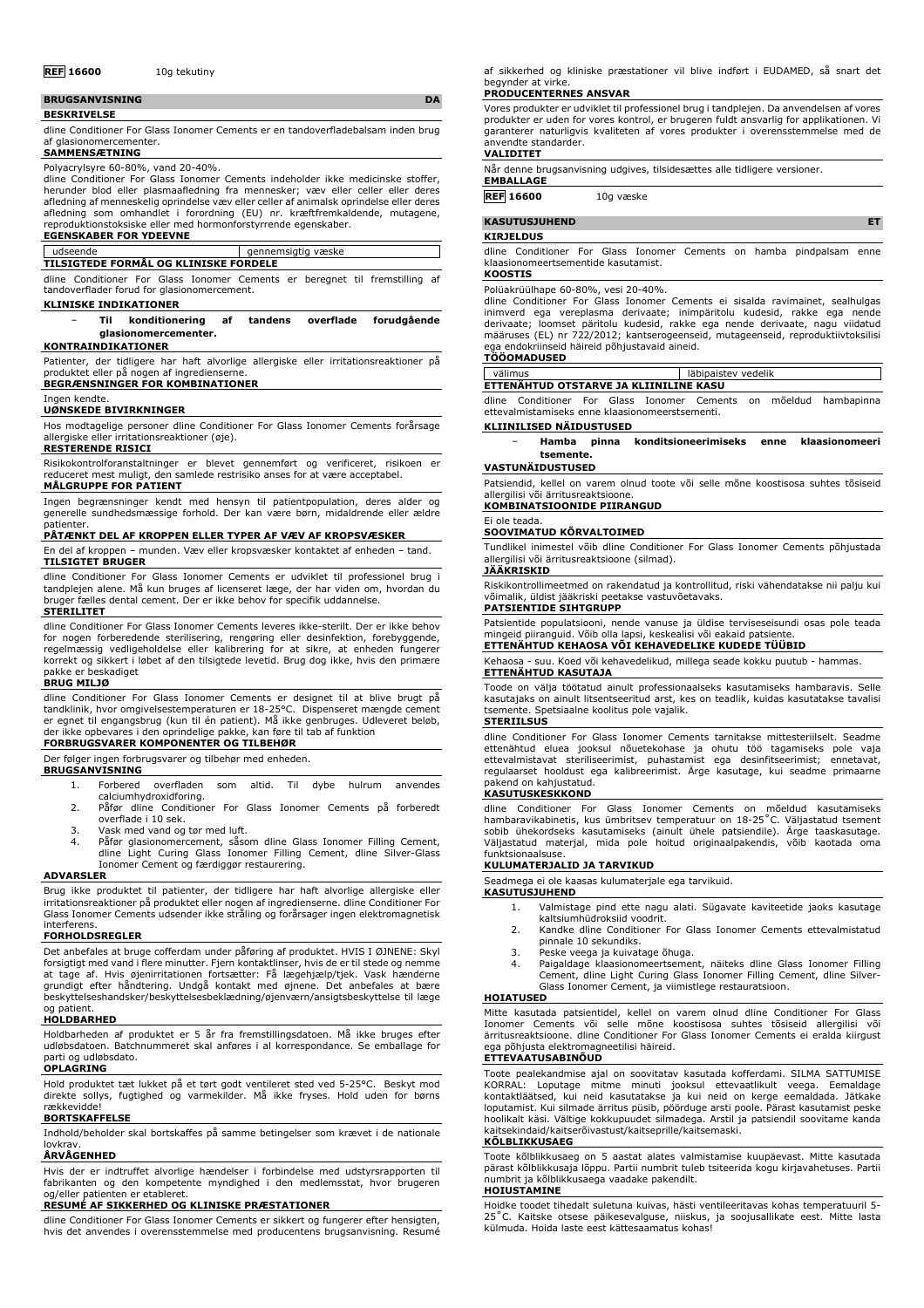**REF** **16600** 10g tekutiny

## BRUGSANVISNING DA

### BESKRIVELSE

dline Conditioner For Glass Ionomer Cements er en tandoverfladebalsam inden brug af glasionomercementer.

### SAMMENSÆTNING

Polyacrylsyre 60-80%, vand 20-40%.

dline Conditioner For Glass Ionomer Cements indeholder ikke medicinske stoffer, herunder blod eller plasmaafledning fra mennesker; væv eller celler eller deres afledning af menneskelig oprindelse væv eller celler af animalsk oprindelse eller deres afledning som omhandlet i forordning (EU) nr. kræftfremkaldende, mutagene, reproduktionstoksiske eller med hormonforstyrrende egenskaber.

### EGENSKABER FOR YDEEVNE

| | |
|---|---|
| udseende | gennemsigtig væske |

### TILSIGTEDE FORMÅL OG KLINISKE FORDELE

dline Conditioner For Glass Ionomer Cements er beregnet til fremstilling af tandoverflader forud for glasionomercement.

### KLINISKE INDIKATIONER

- **Til konditionering af tandens overflade forudgående glasionomercementer.**

### KONTRAINDIKATIONER

Patienter, der tidligere har haft alvorlige allergiske eller irritationsreaktioner på produktet eller på nogen af ingredienserne.

### BEGRÆNSNINGER FOR KOMBINATIONER

Ingen kendte.

### UØNSKEDE BIVIRKNINGER

Hos modtagelige personer dline Conditioner For Glass Ionomer Cements forårsage allergiske eller irritationsreaktioner (øje).

### RESTERENDE RISICI

Risikokontrolforanstaltninger er blevet gennemført og verificeret, risikoen er reduceret mest muligt, den samlede restrisiko anses for at være acceptabel.

### MÅLGRUPPE FOR PATIENT

Ingen begrænsninger kendt med hensyn til patientpopulation, deres alder og generelle sundhedsmæssige forhold. Der kan være børn, midaldrende eller ældre patienter.

### PÅTÆNKT DEL AF KROPPEN ELLER TYPER AF VÆV AF KROPSVÆSKER

En del af kroppen – munden. Væv eller kropsvæsker kontaktet af enheden – tand.

### TILSIGTET BRUGER

dline Conditioner For Glass Ionomer Cements er udviklet til professionel brug i tandplejen alene. Må kun bruges af licenseret læge, der har viden om, hvordan du bruger fælles dental cement. Der er ikke behov for specifik uddannelse.

### STERILITET

dline Conditioner For Glass Ionomer Cements leveres ikke-sterilt. Der er ikke behov for nogen forberedende sterilisering, rengøring eller desinfektion, forebyggende, regelmæssig vedligeholdelse eller kalibrering for at sikre, at enheden fungerer korrekt og sikkert i løbet af den tilsigtede levetid. Brug dog ikke, hvis den primære pakke er beskadiget

### BRUG MILJØ

dline Conditioner For Glass Ionomer Cements er designet til at blive brugt på tandklinik, hvor omgivelsestemperaturen er 18-25°C. Dispenseret mængde cement er egnet til engangsbrug (kun til én patient). Må ikke genbruges. Udleveret beløb, der ikke opbevares i den oprindelige pakke, kan føre til tab af funktion

### FORBRUGSVARER KOMPONENTER OG TILBEHØR

Der følger ingen forbrugsvarer og tilbehør med enheden.

### BRUGSANVISNING

1. Forbered overfladen som altid. Til dybe hulrum anvendes calciumhydroxidforing.
2. Påfør dline Conditioner For Glass Ionomer Cements på forberedt overflade i 10 sek.
3. Vask med vand og tør med luft.
4. Påfør glasionomercement, såsom dline Glass Ionomer Filling Cement, dline Light Curing Glass Ionomer Filling Cement, dline Silver-Glass Ionomer Cement og færdiggør restaurering.

### ADVARSLER

Brug ikke produktet til patienter, der tidligere har haft alvorlige allergiske eller irritationsreaktioner på produktet eller nogen af ingredienserne. dline Conditioner For Glass Ionomer Cements udsender ikke stråling og forårsager ingen elektromagnetisk interferens.

### FORHOLDSREGLER

Det anbefales at bruge cofferdam under påføring af produktet. HVIS I ØJNENE: Skyl forsigtigt med vand i flere minutter. Fjern kontaktlinser, hvis de er til stede og nemme at tage af. Hvis øjenirritationen fortsætter: Få lægehjælp/tjek. Vask hænderne grundigt efter håndtering. Undgå kontakt med øjnene. Det anbefales at bære beskyttelseshandsker/beskyttelsesbeklædning/øjenværn/ansigtsbeskyttelse til læge og patient.

### HOLDBARHED

Holdbarheden af produktet er 5 år fra fremstillingsdatoen. Må ikke bruges efter udløbsdatoen. Batchnummeret skal anføres i al korrespondance. Se emballage for parti og udløbsdato.

### OPLAGRING

Hold produktet tæt lukket på et tørt godt ventileret sted ved 5-25°C. Beskyt mod direkte sollys, fugtighed og varmekilder. Må ikke fryses. Hold uden for børns rækkevidde!

### BORTSKAFFELSE

Indhold/beholder skal bortskaffes på samme betingelser som krævet i de nationale lovkrav.

### ÅRVÅGENHED

Hvis der er indtruffet alvorlige hændelser i forbindelse med udstyrsrapporten til fabrikanten og den kompetente myndighed i den medlemsstat, hvor brugeren og/eller patienten er etableret.

### RESUMÉ AF SIKKERHED OG KLINISKE PRÆSTATIONER

dline Conditioner For Glass Ionomer Cements er sikkert og fungerer efter hensigten, hvis det anvendes i overensstemmelse med producentens brugsanvisning. Resumé af sikkerhed og kliniske præstationer vil blive indført i EUDAMED, så snart det begynder at virke.

### PRODUCENTERNES ANSVAR

Vores produkter er udviklet til professionel brug i tandplejen. Da anvendelsen af vores produkter er uden for vores kontrol, er brugeren fuldt ansvarlig for applikationen. Vi garanterer naturligvis kvaliteten af vores produkter i overensstemmelse med de anvendte standarder.

### VALIDITET

Når denne brugsanvisning udgives, tilsidesættes alle tidligere versioner.

### EMBALLAGE

**REF** **16600** 10g væske

## KASUTUSJUHEND ET

### KIRJELDUS

dline Conditioner For Glass Ionomer Cements on hamba pindpalsam enne klaasionomeertsementide kasutamist.

### KOOSTIS

Polüakrüülhape 60-80%, vesi 20-40%.

dline Conditioner For Glass Ionomer Cements ei sisalda ravimainet, sealhulgas inimverd ega vereplasma derivaate; inimpäritolu kudesid, rakke ega nende derivaate; loomset päritolu kudesid, rakke ega nende derivaate, nagu viidatud määruses (EL) nr 722/2012; kantserogeenseid, mutageenseid, reproduktiivtoksilisi ega endokriinseid häireid põhjustavaid aineid.

### TÖÖOMADUSED

| | |
|---|---|
| välimus | läbipaistev vedelik |

### ETTENÄHTUD OTSTARVE JA KLIINILINE KASU

dline Conditioner For Glass Ionomer Cements on mõeldud hambapinna ettevalmistamiseks enne klaasionomeerstsementi.

### KLIINILISED NÄIDUSTUSED

- **Hamba pinna konditsioneerimiseks enne klaasionomeeri tsemente.**

### VASTUNÄIDUSTUSED

Patsiendid, kellel on varem olnud toote või selle mõne koostisosa suhtes tõsiseid allergilisi või ärritusreaktsioone.

### KOMBINATSIOONIDE PIIRANGUD

Ei ole teada.

### SOOVIMATUD KÕRVALTOIMED

Tundlikel inimestel võib dline Conditioner For Glass Ionomer Cements põhjustada allergilisi või ärritusreaktsioone (silmad).

### JÄÄKRISKID

Riskikontrollimeetmed on rakendatud ja kontrollitud, riski vähendatakse nii palju kui võimalik, üldist jääkriski peetakse vastuvõetavaks.

### PATSIENTIDE SIHTGRUPP

Patsientide populatsiooni, nende vanuse ja üldise terviseseisundi osas pole teada mingeid piiranguid. Võib olla lapsi, keskealisi või eakaid patsiente.

### ETTENÄHTUD KEHAOSA VÕI KEHAVEDELIKE KUDEDE TÜÜBID

Kehaosa - suu. Koed või kehavedelikud, millega seade kokku puutub - hammas.

### ETTENÄHTUD KASUTAJA

Toode on välja töötatud ainult professionaalseks kasutamiseks hambaravis. Selle kasutajaks on ainult litsentseeritud arst, kes on teadlik, kuidas kasutatakse tavalisi tsemente. Spetsiaalne koolitus pole vajalik.

### STERIILSUS

dline Conditioner For Glass Ionomer Cements tarnitakse mittesteriilselt. Seadme ettenähtud eluea jooksul nõuetekohase ja ohutu töö tagamiseks pole vaja ettevalmistavat steriliseerimist, puhastamist ega desinfitseerimist; ennetavat, regulaarset hooldust ega kalibreerimist. Ärge kasutage, kui seadme primaarne pakend on kahjustatud.

### KASUTUSKESKKOND

dline Conditioner For Glass Ionomer Cements on mõeldud kasutamiseks hambaravikabinetis, kus ümbritsev temperatuur on 18-25˚C. Väljastatud tsement sobib ühekordseks kasutamiseks (ainult ühele patsiendile). Ärge taaskasutage. Väljastatud materjal, mida pole hoitud originaalpakendis, võib kaotada oma funktsionaalsuse.

### KULUMATERJALID JA TARVIKUD

Seadmega ei ole kaasas kulumaterjale ega tarvikuid.

### KASUTUSJUHEND

1. Valmistage pind ette nagu alati. Sügavate kaviteetide jaoks kasutage kaltsiumhüdroksiid voodrit.
2. Kandke dline Conditioner For Glass Ionomer Cements ettevalmistatud pinnale 10 sekundiks.
3. Peske veega ja kuivatage õhuga.
4. Paigaldage klaasionomeertsement, näiteks dline Glass Ionomer Filling Cement, dline Light Curing Glass Ionomer Filling Cement, dline Silver-Glass Ionomer Cement, ja viimistlege restauratsioon.

### HOIATUSED

Mitte kasutada patsientidel, kellel on varem olnud dline Conditioner For Glass Ionomer Cements või selle mõne koostisosa suhtes tõsiseid allergilisi või ärritusreaktsioone. dline Conditioner For Glass Ionomer Cements ei eralda kiirgust ega põhjusta elektromagneetilisi häireid.

### ETTEVAATUSABINÕUD

Toote pealekandmise ajal on soovitatav kasutada kofferdami. SILMA SATTUMISE KORRAL: Loputage mitme minuti jooksul ettevaatlikult veega. Eemaldage kontaktläätsed, kui neid kasutatakse ja kui neid on kerge eemaldada. Jätkake loputamist. Kui silmade ärritus püsib, pöörduge arsti poole. Pärast kasutamist peske hoolikalt käsi. Vältige kokkupuudet silmadega. Arstil ja patsiendil soovitame kanda kaitsekindaid/kaitserõivastust/kaitseprille/kaitsemaski.

### KÕLBLIKKUSAEG

Toote kõlblikkusaeg on 5 aastat alates valmistamise kuupäevast. Mitte kasutada pärast kõlblikkusaja lõppu. Partii numbrit tuleb tsiteerida kogu kirjavahetuses. Partii numbrit ja kõlblikkusaega vaadake pakendilt.

### HOIUSTAMINE

Hoidke toodet tihedalt suletuna kuivas, hästi ventileeritavas kohas temperatuuril 5-25˚C. Kaitske otsese päikesevalguse, niiskus, ja soojusallikate eest. Mitte lasta külmuda. Hoida laste eest kättesaamatus kohas!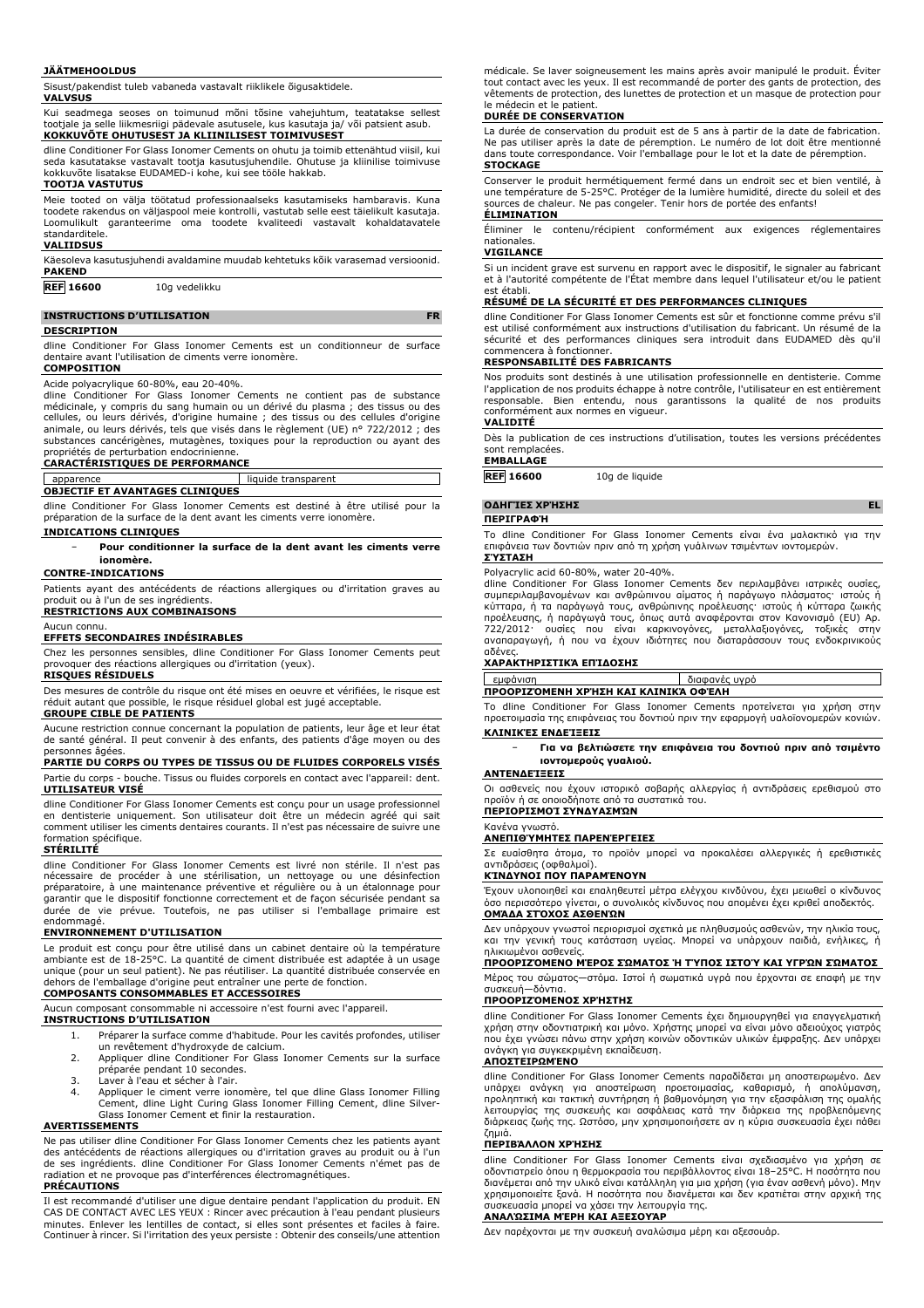**JÄÄTMEHOOLDUS**

Sisust/pakendist tuleb vabaneda vastavalt riiklikele õigusaktidele.

**VALVSUS**

Kui seadmega seoses on toimunud mõni tõsine vahejuhtum, teatatakse sellest tootjale ja selle liikmesriigi pädevale asutusele, kus kasutaja ja/ või patsient asub.

**KOKKUVÕTE OHUTUSEST JA KLIINILISEST TOIMIVUSEST**

dline Conditioner For Glass Ionomer Cements on ohutu ja toimib ettenähtud viisil, kui seda kasutatakse vastavalt tootja kasutusjuhendile. Ohutuse ja kliinilise toimivuse kokkuvõte lisatakse EUDAMED-i kohe, kui see tööle hakkab.

**TOOTJA VASTUTUS**

Meie tooted on välja töötatud professionaalseks kasutamiseks hambaravis. Kuna toodete rakendus on väljaspool meie kontrolli, vastutab selle eest täielikult kasutaja. Loomulikult garanteerime oma toodete kvaliteedi vastavalt kohaldatavatele standarditele.

**VALIIDSUS**

Käesoleva kasutusjuhendi avaldamine muudab kehtetuks kõik varasemad versioonid.

**PAKEND**

**REF 16600** 10g vedelikku

## INSTRUCTIONS D'UTILISATION FR

**DESCRIPTION**

dline Conditioner For Glass Ionomer Cements est un conditionneur de surface dentaire avant l'utilisation de ciments verre ionomère.

**COMPOSITION**

Acide polyacrylique 60-80%, eau 20-40%.

dline Conditioner For Glass Ionomer Cements ne contient pas de substance médicinale, y compris du sang humain ou un dérivé du plasma ; des tissus ou des cellules, ou leurs dérivés, d'origine humaine ; des tissus ou des cellules d'origine animale, ou leurs dérivés, tels que visés dans le règlement (UE) n° 722/2012 ; des substances cancérigènes, mutagènes, toxiques pour la reproduction ou ayant des propriétés de perturbation endocrinienne.

**CARACTÉRISTIQUES DE PERFORMANCE**

| | |
|---|---|
| apparence | liquide transparent |

**OBJECTIF ET AVANTAGES CLINIQUES**

dline Conditioner For Glass Ionomer Cements est destiné à être utilisé pour la préparation de la surface de la dent avant les ciments verre ionomère.

**INDICATIONS CLINIQUES**

- **Pour conditionner la surface de la dent avant les ciments verre ionomère.**

**CONTRE-INDICATIONS**

Patients ayant des antécédents de réactions allergiques ou d'irritation graves au produit ou à l'un de ses ingrédients.

**RESTRICTIONS AUX COMBINAISONS**

Aucun connu.

**EFFETS SECONDAIRES INDÉSIRABLES**

Chez les personnes sensibles, dline Conditioner For Glass Ionomer Cements peut provoquer des réactions allergiques ou d'irritation (yeux).

**RISQUES RÉSIDUELS**

Des mesures de contrôle du risque ont été mises en oeuvre et vérifiées, le risque est réduit autant que possible, le risque résiduel global est jugé acceptable.

**GROUPE CIBLE DE PATIENTS**

Aucune restriction connue concernant la population de patients, leur âge et leur état de santé général. Il peut convenir à des enfants, des patients d'âge moyen ou des personnes âgées.

**PARTIE DU CORPS OU TYPES DE TISSUS OU DE FLUIDES CORPORELS VISÉS**

Partie du corps - bouche. Tissus ou fluides corporels en contact avec l'appareil: dent.

**UTILISATEUR VISÉ**

dline Conditioner For Glass Ionomer Cements est conçu pour un usage professionnel en dentisterie uniquement. Son utilisateur doit être un médecin agréé qui sait comment utiliser les ciments dentaires courants. Il n'est pas nécessaire de suivre une formation spécifique.

**STÉRILITÉ**

dline Conditioner For Glass Ionomer Cements est livré non stérile. Il n'est pas nécessaire de procéder à une stérilisation, un nettoyage ou une désinfection préparatoire, à une maintenance préventive et régulière ou à un étalonnage pour garantir que le dispositif fonctionne correctement et de façon sécurisée pendant sa durée de vie prévue. Toutefois, ne pas utiliser si l'emballage primaire est endommagé.

**ENVIRONNEMENT D'UTILISATION**

Le produit est conçu pour être utilisé dans un cabinet dentaire où la température ambiante est de 18-25°C. La quantité de ciment distribuée est adaptée à un usage unique (pour un seul patient). Ne pas réutiliser. La quantité distribuée conservée en dehors de l'emballage d'origine peut entraîner une perte de fonction.

**COMPOSANTS CONSOMMABLES ET ACCESSOIRES**

Aucun composant consommable ni accessoire n'est fourni avec l'appareil.

**INSTRUCTIONS D'UTILISATION**

1. Préparer la surface comme d'habitude. Pour les cavités profondes, utiliser un revêtement d'hydroxyde de calcium.
2. Appliquer dline Conditioner For Glass Ionomer Cements sur la surface préparée pendant 10 secondes.
3. Laver à l'eau et sécher à l'air.
4. Appliquer le ciment verre ionomère, tel que dline Glass Ionomer Filling Cement, dline Light Curing Glass Ionomer Filling Cement, dline Silver-Glass Ionomer Cement et finir la restauration.

**AVERTISSEMENTS**

Ne pas utiliser dline Conditioner For Glass Ionomer Cements chez les patients ayant des antécédents de réactions allergiques ou d'irritation graves au produit ou à l'un de ses ingrédients. dline Conditioner For Glass Ionomer Cements n'émet pas de radiation et ne provoque pas d'interférences électromagnétiques.

**PRÉCAUTIONS**

Il est recommandé d'utiliser une digue dentaire pendant l'application du produit. EN CAS DE CONTACT AVEC LES YEUX : Rincer avec précaution à l'eau pendant plusieurs minutes. Enlever les lentilles de contact, si elles sont présentes et faciles à faire. Continuer à rincer. Si l'irritation des yeux persiste : Obtenir des conseils/une attention médicale. Se laver soigneusement les mains après avoir manipulé le produit. Éviter tout contact avec les yeux. Il est recommandé de porter des gants de protection, des vêtements de protection, des lunettes de protection et un masque de protection pour le médecin et le patient.

**DURÉE DE CONSERVATION**

La durée de conservation du produit est de 5 ans à partir de la date de fabrication. Ne pas utiliser après la date de péremption. Le numéro de lot doit être mentionné dans toute correspondance. Voir l'emballage pour le lot et la date de péremption.

**STOCKAGE**

Conserver le produit hermétiquement fermé dans un endroit sec et bien ventilé, à une température de 5-25°C. Protéger de la lumière humidité, directe du soleil et des sources de chaleur. Ne pas congeler. Tenir hors de portée des enfants!

**ÉLIMINATION**

Éliminer le contenu/récipient conformément aux exigences réglementaires nationales.

**VIGILANCE**

Si un incident grave est survenu en rapport avec le dispositif, le signaler au fabricant et à l'autorité compétente de l'État membre dans lequel l'utilisateur et/ou le patient est établi.

**RÉSUMÉ DE LA SÉCURITÉ ET DES PERFORMANCES CLINIQUES**

dline Conditioner For Glass Ionomer Cements est sûr et fonctionne comme prévu s'il est utilisé conformément aux instructions d'utilisation du fabricant. Un résumé de la sécurité et des performances cliniques sera introduit dans EUDAMED dès qu'il commencera à fonctionner.

**RESPONSABILITÉ DES FABRICANTS**

Nos produits sont destinés à une utilisation professionnelle en dentisterie. Comme l'application de nos produits échappe à notre contrôle, l'utilisateur en est entièrement responsable. Bien entendu, nous garantissons la qualité de nos produits conformément aux normes en vigueur.

**VALIDITÉ**

Dès la publication de ces instructions d'utilisation, toutes les versions précédentes sont remplacées.

**EMBALLAGE**

**REF 16600** 10g de liquide

## ΟΔΗΓΙΕΣ ΧΡΗΣΗΣ EL

**ΠΕΡΙΓΡΑΦΗ**

Το dline Conditioner For Glass Ionomer Cements είναι ένα μαλακτικό για την επιφάνεια των δοντιών πριν από τη χρήση γυάλινων τσιμέντων ιοντομερών.

**ΣΥΣΤΑΣΗ**

Polyacrylic acid 60-80%, water 20-40%.

dline Conditioner For Glass Ionomer Cements δεν περιλαμβάνει ιατρικές ουσίες, συμπεριλαμβανομένων και ανθρώπινου αίματος ή παράγωγο πλάσματος· ιστούς ή κύτταρα, ή τα παράγωγά τους, ανθρώπινης προέλευσης· ιστούς ή κύτταρα ζωικής προέλευσης, ή παράγωγά τους, όπως αυτά αναφέρονται στον Κανονισμό (EU) Αρ. 722/2012· ουσίες που είναι καρκινογόνες, μεταλλαξιογόνες, τοξικές στην αναπαραγωγή, ή που να έχουν ιδιότητες που διαταράσσουν τους ενδοκρινικούς αδένες.

**ΧΑΡΑΚΤΗΡΙΣΤΙΚΑ ΕΠΙΔΟΣΗΣ**

| | |
|---|---|
| εμφάνιση | διαφανές υγρό |

**ΠΡΟΟΡΙΖΟΜΕΝΗ ΧΡΗΣΗ ΚΑΙ ΚΛΙΝΙΚΑ ΟΦΕΛΗ**

Το dline Conditioner For Glass Ionomer Cements προτείνεται για χρήση στην προετοιμασία της επιφάνειας του δοντιού πριν την εφαρμογή υαλοϊονομερών κονιών.

**ΚΛΙΝΙΚΕΣ ΕΝΔΕΙΞΕΙΣ**

- **Για να βελτιώσετε την επιφάνεια του δοντιού πριν από τσιμέντο ιοντομερούς γυαλιού.**

**ΑΝΤΕΝΔΕΙΞΕΙΣ**

Οι ασθενείς που έχουν ιστορικό σοβαρής αλλεργίας ή αντιδράσεις ερεθισμού στο προϊόν ή σε οποιοδήποτε από τα συστατικά του.

**ΠΕΡΙΟΡΙΣΜΟΙ ΣΥΝΔΥΑΣΜΩΝ**

Κανένα γνωστό.

**ΑΝΕΠΙΘΥΜΗΤΕΣ ΠΑΡΕΝΕΡΓΕΙΕΣ**

Σε ευαίσθητα άτομα, το προϊόν μπορεί να προκαλέσει αλλεργικές ή ερεθιστικές αντιδράσεις (οφθαλμοί).

**ΚΙΝΔΥΝΟΙ ΠΟΥ ΠΑΡΑΜΕΝΟΥΝ**

Έχουν υλοποιηθεί και επαληθευτεί μέτρα ελέγχου κινδύνου, έχει μειωθεί ο κίνδυνος όσο περισσότερο γίνεται, ο συνολικός κίνδυνος που απομένει έχει κριθεί αποδεκτός.

**ΟΜΑΔΑ ΣΤΟΧΟΣ ΑΣΘΕΝΩΝ**

Δεν υπάρχουν γνωστοί περιορισμοί σχετικά με πληθυσμούς ασθενών, την ηλικία τους, και την γενική τους κατάσταση υγείας. Μπορεί να υπάρχουν παιδιά, ενήλικες, ή ηλικιωμένοι ασθενείς.

**ΠΡΟΟΡΙΖΟΜΕΝΟ ΜΕΡΟΣ ΣΩΜΑΤΟΣ Ή ΤΥΠΟΣ ΙΣΤΟΥ ΚΑΙ ΥΓΡΩΝ ΣΩΜΑΤΟΣ**

Μέρος του σώματος—στόμα. Ιστοί ή σωματικά υγρά που έρχονται σε επαφή με την συσκευή—δόντια.

**ΠΡΟΟΡΙΖΟΜΕΝΟΣ ΧΡΗΣΤΗΣ**

dline Conditioner For Glass Ionomer Cements έχει δημιουργηθεί για επαγγελματική χρήση στην οδοντιατρική και μόνο. Χρήστης μπορεί να είναι μόνο αδειούχος γιατρός που έχει γνώσει πάνω στην χρήση κοινών οδοντικών υλικών έμφραξης. Δεν υπάρχει ανάγκη για συγκεκριμένη εκπαίδευση.

**ΑΠΟΣΤΕΙΡΩΜΕΝΟ**

dline Conditioner For Glass Ionomer Cements παραδίδεται μη αποστειρωμένο. Δεν υπάρχει ανάγκη για αποστείρωση προετοιμασίας, καθαρισμό, ή απολύμανση, προληπτική και τακτική συντήρηση ή βαθμονόμηση για την εξασφάλιση της ομαλής λειτουργίας της συσκευής και ασφάλειας κατά την διάρκεια της προβλεπόμενης διάρκειας ζωής της. Ωστόσο, μην χρησιμοποιήσετε αν η κύρια συσκευασία έχει πάθει ζημιά.

**ΠΕΡΙΒΑΛΛΟΝ ΧΡΗΣΗΣ**

dline Conditioner For Glass Ionomer Cements είναι σχεδιασμένο για χρήση σε οδοντιατρείο όπου η θερμοκρασία του περιβάλλοντος είναι 18–25°C. Η ποσότητα που διανέμεται από το υλικό είναι κατάλληλη για μια χρήση (για έναν ασθενή μόνο). Μην χρησιμοποιείτε ξανά. Η ποσότητα που διανέμεται και δεν κρατιέται στην αρχική της συσκευασία μπορεί να χάσει την λειτουργία της.

**ΑΝΑΛΩΣΙΜΑ ΜΕΡΗ ΚΑΙ ΑΞΕΣΟΥΑΡ**

Δεν παρέχονται με την συσκευή αναλώσιμα μέρη και αξεσουάρ.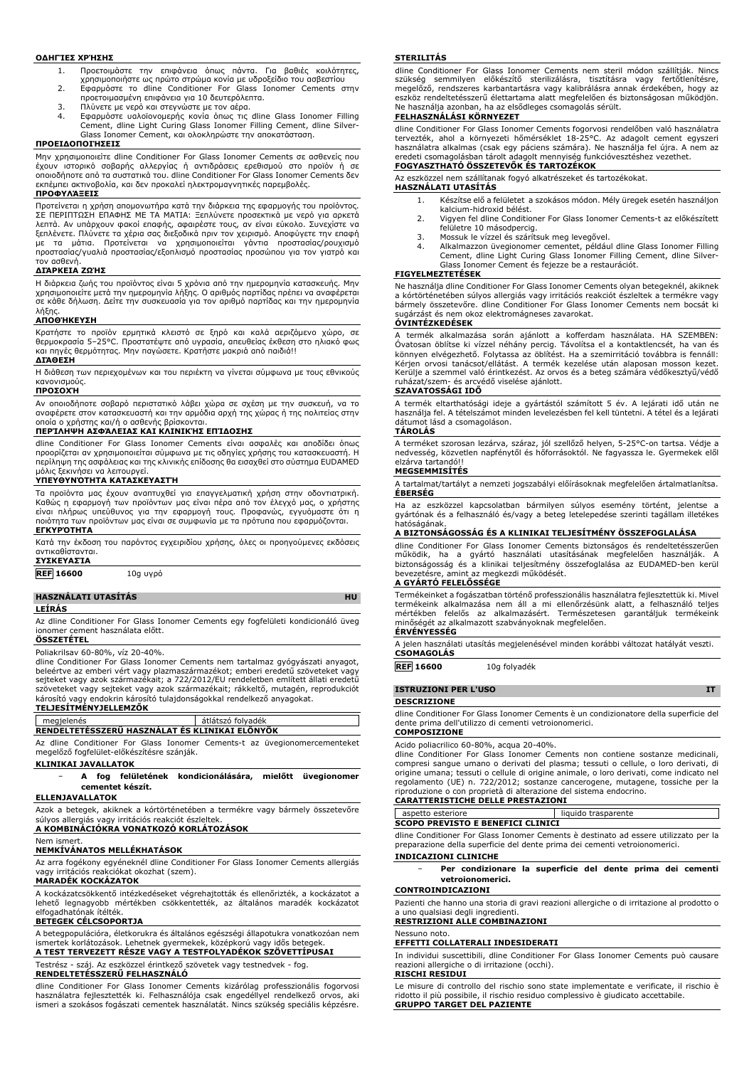**ΟΔΗΓΊΕΣ ΧΡΉΣΗΣ**

1. Προετοιμάστε την επιφάνεια όπως πάντα. Για βαθιές κοιλότητες, χρησιμοποιήστε ως πρώτο στρώμα κονία με υδροξείδιο του ασβεστίου
2. Εφαρμόστε το dline Conditioner For Glass Ionomer Cements στην προετοιμασμένη επιφάνεια για 10 δευτερόλεπτα.
3. Πλύνετε με νερό και στεγνώστε με τον αέρα.
4. Εφαρμόστε υαλοϊονομερής κονία όπως τις dline Glass Ionomer Filling Cement, dline Light Curing Glass Ionomer Filling Cement, dline Silver-Glass Ionomer Cement, και ολοκληρώστε την αποκατάσταση.

**ΠΡΟΕΙΔΟΠΟΙΉΣΕΙΣ**

Μην χρησιμοποιείτε dline Conditioner For Glass Ionomer Cements σε ασθενείς που έχουν ιστορικό σοβαρής αλλεργίας ή αντιδράσεις ερεθισμού στο προϊόν ή σε οποιοδήποτε από τα συστατικά του. dline Conditioner For Glass Ionomer Cements δεν εκπέμπει ακτινοβολία, και δεν προκαλεί ηλεκτρομαγνητικές παρεμβολές.

**ΠΡΟΦΥΛΆΞΕΙΣ**

Προτείνεται η χρήση απομονωτήρα κατά την διάρκεια της εφαρμογής του προϊόντος. ΣΕ ΠΕΡΙΠΤΩΣΗ ΕΠΑΦΗΣ ΜΕ ΤΑ ΜΑΤΙΑ: Ξεπλύνετε προσεκτικά με νερό για αρκετά λεπτά. Αν υπάρχουν φακοί επαφής, αφαιρέστε τους, αν είναι εύκολο. Συνεχίστε να ξεπλένετε. Πλύνετε τα χέρια σας διεξοδικά πριν τον χειρισμό. Αποφύγετε την επαφή με τα μάτια. Προτείνεται να χρησιμοποιείται γάντια προστασίας/ρουχισμό προστασίας/γυαλιά προστασίας/εξοπλισμό προστασίας προσώπου για τον γιατρό και τον ασθενή.

**ΔΙΆΡΚΕΙΑ ΖΩΉΣ**

Η διάρκεια ζωής του προϊόντος είναι 5 χρόνια από την ημερομηνία κατασκευής. Μην χρησιμοποιείτε μετά την ημερομηνία λήξης. Ο αριθμός παρτίδας πρέπει να αναφέρεται σε κάθε δήλωση. Δείτε την συσκευασία για τον αριθμό παρτίδας και την ημερομηνία λήξης.

**ΑΠΟΘΉΚΕΥΣΗ**

Κρατήστε το προϊόν ερμητικά κλειστό σε ξηρό και καλά αεριζόμενο χώρο, σε θερμοκρασία 5–25°C. Προστατέψτε από υγρασία, απευθείας έκθεση στο ηλιακό φως και πηγές θερμότητας. Μην παγώσετε. Κρατήστε μακριά από παιδιά!!

**ΔΙΆΘΕΣΗ**

Η διάθεση των περιεχομένων και του περιέκτη να γίνεται σύμφωνα με τους εθνικούς κανονισμούς.

**ΠΡΟΣΟΧΉ**

Αν οποιοδήποτε σοβαρό περιστατικό λάβει χώρα σε σχέση με την συσκευή, να το αναφέρετε στον κατασκευαστή και την αρμόδια αρχή της χώρας ή της πολιτείας στην οποία ο χρήστης και/ή ο ασθενής βρίσκονται.

**ΠΕΡΊΛΗΨΗ ΑΣΦΆΛΕΙΑΣ ΚΑΙ ΚΛΙΝΙΚΉΣ ΕΠΊΔΟΣΗΣ**

dline Conditioner For Glass Ionomer Cements είναι ασφαλές και αποδίδει όπως προορίζεται αν χρησιμοποιείται σύμφωνα με τις οδηγίες χρήσης του κατασκευαστή. Η περίληψη της ασφάλειας και της κλινικής επίδοσης θα εισαχθεί στο σύστημα EUDAMED μόλις ξεκινήσει να λειτουργεί.

**ΥΠΕΥΘΥΝΌΤΗΤΑ ΚΑΤΑΣΚΕΥΑΣΤΉ**

Τα προϊόντα μας έχουν αναπτυχθεί για επαγγελματική χρήση στην οδοντιατρική. Καθώς η εφαρμογή των προϊόντων μας είναι πέρα από τον έλεγχό μας, ο χρήστης είναι πλήρως υπεύθυνος για την εφαρμογή τους. Προφανώς, εγγυόμαστε ότι η ποιότητα των προϊόντων μας είναι σε συμφωνία με τα πρότυπα που εφαρμόζονται.

**ΕΓΚΥΡΌΤΗΤΑ**

Κατά την έκδοση του παρόντος εγχειριδίου χρήσης, όλες οι προηγούμενες εκδόσεις αντικαθίστανται.

**ΣΥΣΚΕΥΑΣΊΑ**

**REF 16600** 10g υγρό

## HASZNÁLATI UTASÍTÁS — HU

**LEÍRÁS**

Az dline Conditioner For Glass Ionomer Cements egy fogfelületi kondicionáló üveg ionomer cement használata előtt.

**ÖSSZETÉTEL**

Poliakrilsav 60-80%, víz 20-40%.
dline Conditioner For Glass Ionomer Cements nem tartalmaz gyógyászati anyagot, beleértve az emberi vért vagy plazmaszármazékot; emberi eredetű szöveteket vagy sejteket vagy azok származékait; a 722/2012/EU rendeletben említett állati eredetű szöveteket vagy sejteket vagy azok származékait; rákkeltő, mutagén, reproduktív károsító vagy endokrin károsító tulajdonságokkal rendelkező anyagokat.

**TELJESÍTMÉNYJELLEMZŐK**

| megjelenés | átlátszó folyadék |
|---|---|

**RENDELTETÉSSZERŰ HASZNÁLAT ÉS KLINIKAI ELŐNYÖK**

Az dline Conditioner For Glass Ionomer Cements-t az üvegionomercementeket megelőző fogfelület-előkészítésre szánják.

**KLINIKAI JAVALLATOK**

- **A fog felületének kondicionálására, mielőtt üvegionomer cementet készít.**

**ELLENJAVALLATOK**

Azok a betegek, akiknek a kórtörténetében a termékre vagy bármely összetevőre súlyos allergiás vagy irritációs reakciót észleltek.

**A KOMBINÁCIÓKRA VONATKOZÓ KORLÁTOZÁSOK**

Nem ismert.

**NEMKÍVÁNATOS MELLÉKHATÁSOK**

Az arra fogékony egyéneknél dline Conditioner For Glass Ionomer Cements allergiás vagy irritációs reakciókat okozhat (szem).

**MARADÉK KOCKÁZATOK**

A kockázatcsökkentő intézkedéseket végrehajtották és ellenőrizték, a kockázatot a lehető legnagyobb mértékben csökkentették, az általános maradék kockázatot elfogadhatónak ítélték.

**BETEGEK CÉLCSOPORTJA**

A betegpopulációra, életkorukra és általános egészségi állapotukra vonatkozóan nem ismertek korlátozások. Lehetnek gyermekek, középkorú vagy idős betegek.

**A TEST TERVEZETT RÉSZE VAGY A TESTFOLYADÉKOK SZÖVETTÍPUSAI**

Testrész - száj. Az eszközzel érintkező szövetek vagy testnedvek - fog.

**RENDELTETÉSSZERŰ FELHASZNÁLÓ**

dline Conditioner For Glass Ionomer Cements kizárólag professzionális fogorvosi használatra fejlesztették ki. Felhasználója csak engedéllyel rendelkező orvos, aki ismeri a szokásos fogászati cementek használatát. Nincs szükség speciális képzésre.

**STERILITÁS**

dline Conditioner For Glass Ionomer Cements nem steril módon szállítják. Nincs szükség semmilyen előkészítő sterilizálásra, tisztításra vagy fertőtlenítésre, megelőző, rendszeres karbantartásra vagy kalibrálásra annak érdekében, hogy az eszköz rendeltetésszerű élettartama alatt megfelelően és biztonságosan működjön. Ne használja azonban, ha az elsődleges csomagolás sérült.

**FELHASZNÁLÁSI KÖRNYEZET**

dline Conditioner For Glass Ionomer Cements fogorvosi rendelőben való használatra tervezték, ahol a környezeti hőmérséklet 18-25°C. Az adagolt cement egyszeri használatra alkalmas (csak egy páciens számára). Ne használja fel újra. A nem az eredeti csomagolásban tárolt adagolt mennyiség funkcióvesztéshez vezethet.

**FOGYASZTHATÓ ÖSSZETEVŐK ÉS TARTOZÉKOK**

Az eszközzel nem szállítanak fogyó alkatrészeket és tartozékokat.

**HASZNÁLATI UTASÍTÁS**

1. Készítse elő a felületet a szokásos módon. Mély üregek esetén használjon kalcium-hidroxid bélést.
2. Vigyen fel dline Conditioner For Glass Ionomer Cements-t az előkészített felületre 10 másodpercig.
3. Mossuk le vízzel és szárítsuk meg levegővel.
4. Alkalmazzon üvegionomer cementet, például dline Glass Ionomer Filling Cement, dline Light Curing Glass Ionomer Filling Cement, dline Silver-Glass Ionomer Cement és fejezze be a restaurációt.

**FIGYELMEZTETÉSEK**

Ne használja dline Conditioner For Glass Ionomer Cements olyan betegeknél, akiknek a kórtörténetében súlyos allergiás vagy irritációs reakciót észleltek a termékre vagy bármely összetevőre. dline Conditioner For Glass Ionomer Cements nem bocsát ki sugárzást és nem okoz elektromágneses zavarokat.

**ÓVINTÉZKEDÉSEK**

A termék alkalmazása során ajánlott a kofferdam használata. HA SZEMBEN: Óvatosan öblítse ki vízzel néhány percig. Távolítsa el a kontaktlencsét, ha van és könnyen elvégezhető. Folytassa az öblítést. Ha a szemirritáció továbbra is fennáll: Kérjen orvosi tanácsot/ellátást. A termék kezelése után alaposan mosson kezet. Kerülje a szemmel való érintkezést. Az orvos és a beteg számára védőkesztyű/védő ruházat/szem- és arcvédő viselése ajánlott.

**SZAVATOSSÁGI IDŐ**

A termék eltarthatósági ideje a gyártástól számított 5 év. A lejárati idő után ne használja fel. A tételszámot minden levelezésben fel kell tüntetni. A tétel és a lejárati dátumot lásd a csomagoláson.

**TÁROLÁS**

A terméket szorosan lezárva, száraz, jól szellőző helyen, 5-25°C-on tartsa. Védje a nedvesség, közvetlen napfénytől és hőforrásoktól. Ne fagyassza le. Gyermekek elől elzárva tartandó!!

**MEGSEMMISÍTÉS**

A tartalmat/tartályt a nemzeti jogszabályi előírásoknak megfelelően ártalmatlanítsa.

**ÉBERSÉG**

Ha az eszközzel kapcsolatban bármilyen súlyos esemény történt, jelentse a gyártónak és a felhasználó és/vagy a beteg letelepedése szerinti tagállam illetékes hatóságának.

**A BIZTONSÁGOSSÁG ÉS A KLINIKAI TELJESÍTMÉNY ÖSSZEFOGLALÁSA**

dline Conditioner For Glass Ionomer Cements biztonságos és rendeltetésszerűen működik, ha a gyártó használati utasításának megfelelően használják. A biztonságosság és a klinikai teljesítmény összefoglalása az EUDAMED-ben kerül bevezetésre, amint az megkezdi működését.

**A GYÁRTÓ FELELŐSSÉGE**

Termékeinket a fogászatban történő professzionális használatra fejlesztettük ki. Mivel termékeink alkalmazása nem áll a mi ellenőrzésünk alatt, a felhasználó teljes mértékben felelős az alkalmazásért. Természetesen garantáljuk termékeink minőségét az alkalmazott szabványoknak megfelelően.

**ÉRVÉNYESSÉG**

A jelen használati utasítás megjelenésével minden korábbi változat hatályát veszti.

**CSOMAGOLÁS**

**REF 16600** 10g folyadék

## ISTRUZIONI PER L'USO — IT

**DESCRIZIONE**

dline Conditioner For Glass Ionomer Cements è un condizionatore della superficie del dente prima dell'utilizzo di cementi vetroionomerici.

**COMPOSIZIONE**

Acido poliacrilico 60-80%, acqua 20-40%.
dline Conditioner For Glass Ionomer Cements non contiene sostanze medicinali, compresi sangue umano o derivati del plasma; tessuti o cellule, o loro derivati, di origine umana; tessuti o cellule di origine animale, o loro derivati, come indicato nel regolamento (UE) n. 722/2012; sostanze cancerogene, mutagene, tossiche per la riproduzione o con proprietà di alterazione del sistema endocrino.

**CARATTERISTICHE DELLE PRESTAZIONI**

| aspetto esteriore | liquido trasparente |
|---|---|

**SCOPO PREVISTO E BENEFICI CLINICI**

dline Conditioner For Glass Ionomer Cements è destinato ad essere utilizzato per la preparazione della superficie del dente prima dei cementi vetroionomerici.

**INDICAZIONI CLINICHE**

- **Per condizionare la superficie del dente prima dei cementi vetroionomerici.**

**CONTROINDICAZIONI**

Pazienti che hanno una storia di gravi reazioni allergiche o di irritazione al prodotto o a uno qualsiasi degli ingredienti.

**RESTRIZIONI ALLE COMBINAZIONI**

Nessuno noto.

**EFFETTI COLLATERALI INDESIDERATI**

In individui suscettibili, dline Conditioner For Glass Ionomer Cements può causare reazioni allergiche o di irritazione (occhi).

**RISCHI RESIDUI**

Le misure di controllo del rischio sono state implementate e verificate, il rischio è ridotto il più possibile, il rischio residuo complessivo è giudicato accettabile.

**GRUPPO TARGET DEL PAZIENTE**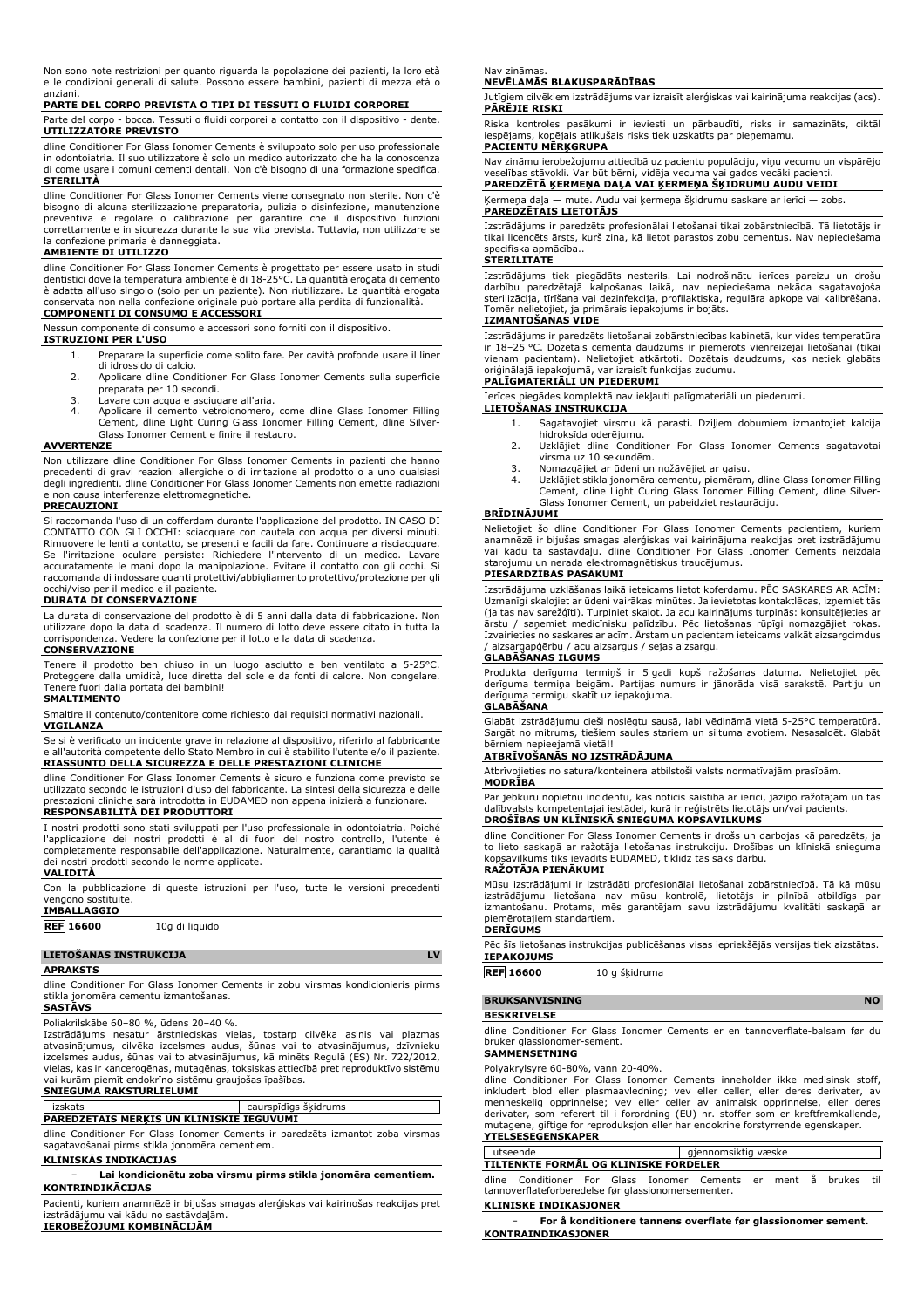Non sono note restrizioni per quanto riguarda la popolazione dei pazienti, la loro età e le condizioni generali di salute. Possono essere bambini, pazienti di mezza età o anziani.

**PARTE DEL CORPO PREVISTA O TIPI DI TESSUTI O FLUIDI CORPOREI**

Parte del corpo - bocca. Tessuti o fluidi corporei a contatto con il dispositivo - dente.

**UTILIZZATORE PREVISTO**

dline Conditioner For Glass Ionomer Cements è sviluppato solo per uso professionale in odontoiatria. Il suo utilizzatore è solo un medico autorizzato che ha la conoscenza di come usare i comuni cementi dentali. Non c'è bisogno di una formazione specifica.

**STERILITÀ**

dline Conditioner For Glass Ionomer Cements viene consegnato non sterile. Non c'è bisogno di alcuna sterilizzazione preparatoria, pulizia o disinfezione, manutenzione preventiva e regolare o calibrazione per garantire che il dispositivo funzioni correttamente e in sicurezza durante la sua vita prevista. Tuttavia, non utilizzare se la confezione primaria è danneggiata.

**AMBIENTE DI UTILIZZO**

dline Conditioner For Glass Ionomer Cements è progettato per essere usato in studi dentistici dove la temperatura ambiente è di 18-25°C. La quantità erogata di cemento è adatta all'uso singolo (solo per un paziente). Non riutilizzare. La quantità erogata conservata non nella confezione originale può portare alla perdita di funzionalità.

**COMPONENTI DI CONSUMO E ACCESSORI**

Nessun componente di consumo e accessori sono forniti con il dispositivo.

**ISTRUZIONI PER L'USO**

1. Preparare la superficie come solito fare. Per cavità profonde usare il liner di idrossido di calcio.
2. Applicare dline Conditioner For Glass Ionomer Cements sulla superficie preparata per 10 secondi.
3. Lavare con acqua e asciugare all'aria.
4. Applicare il cemento vetroionomero, come dline Glass Ionomer Filling Cement, dline Light Curing Glass Ionomer Filling Cement, dline Silver-Glass Ionomer Cement e finire il restauro.

**AVVERTENZE**

Non utilizzare dline Conditioner For Glass Ionomer Cements in pazienti che hanno precedenti di gravi reazioni allergiche o di irritazione al prodotto o a uno qualsiasi degli ingredienti. dline Conditioner For Glass Ionomer Cements non emette radiazioni e non causa interferenze elettromagnetiche.

**PRECAUZIONI**

Si raccomanda l'uso di un cofferdam durante l'applicazione del prodotto. IN CASO DI CONTATTO CON GLI OCCHI: sciacquare con cautela con acqua per diversi minuti. Rimuovere le lenti a contatto, se presenti e facili da fare. Continuare a risciacquare. Se l'irritazione oculare persiste: Richiedere l'intervento di un medico. Lavare accuratamente le mani dopo la manipolazione. Evitare il contatto con gli occhi. Si raccomanda di indossare guanti protettivi/abbigliamento protettivo/protezione per gli occhi/viso per il medico e il paziente.

**DURATA DI CONSERVAZIONE**

La durata di conservazione del prodotto è di 5 anni dalla data di fabbricazione. Non utilizzare dopo la data di scadenza. Il numero di lotto deve essere citato in tutta la corrispondenza. Vedere la confezione per il lotto e la data di scadenza.

**CONSERVAZIONE**

Tenere il prodotto ben chiuso in un luogo asciutto e ben ventilato a 5-25°C. Proteggere dalla umidità, luce diretta del sole e da fonti di calore. Non congelare. Tenere fuori dalla portata dei bambini!

**SMALTIMENTO**

Smaltire il contenuto/contenitore come richiesto dai requisiti normativi nazionali.

**VIGILANZA**

Se si è verificato un incidente grave in relazione al dispositivo, riferirlo al fabbricante e all'autorità competente dello Stato Membro in cui è stabilito l'utente e/o il paziente.

**RIASSUNTO DELLA SICUREZZA E DELLE PRESTAZIONI CLINICHE**

dline Conditioner For Glass Ionomer Cements è sicuro e funziona come previsto se utilizzato secondo le istruzioni d'uso del fabbricante. La sintesi della sicurezza e delle prestazioni cliniche sarà introdotta in EUDAMED non appena inizierà a funzionare.

**RESPONSABILITÀ DEI PRODUTTORI**

I nostri prodotti sono stati sviluppati per l'uso professionale in odontoiatria. Poiché l'applicazione dei nostri prodotti è al di fuori del nostro controllo, l'utente è completamente responsabile dell'applicazione. Naturalmente, garantiamo la qualità dei nostri prodotti secondo le norme applicate.

**VALIDITÀ**

Con la pubblicazione di queste istruzioni per l'uso, tutte le versioni precedenti vengono sostituite.

**IMBALLAGGIO**

**REF 16600** 10g di liquido

## LIETOŠANAS INSTRUKCIJA LV

**APRAKSTS**

dline Conditioner For Glass Ionomer Cements ir zobu virsmas kondicionieris pirms stikla jonomēra cementu izmantošanas.

**SASTĀVS**

Poliakrilskābe 60–80 %, ūdens 20–40 %.

Izstrādājums nesatur ārstnieciskas vielas, tostarp cilvēka asinis vai plazmas atvasinājumus, cilvēka izcelsmes audus, šūnas vai to atvasinājumus, dzīvnieku izcelsmes audus, šūnas vai to atvasinājumus, kā minēts Regulā (ES) Nr. 722/2012, vielas, kas ir kancerogēnas, mutagēnas, toksiskas attiecībā pret reproduktīvo sistēmu vai kurām piemīt endokrīno sistēmu graujošas īpašības.

**SNIEGUMA RAKSTURLIELUMI**

| | |
|---|---|
| izskats | caurspīdīgs šķidrums |

**PAREDZĒTAIS MĒRĶIS UN KLĪNISKIE IEGUVUMI**

dline Conditioner For Glass Ionomer Cements ir paredzēts izmantot zoba virsmas sagatavošanai pirms stikla jonomēra cementiem.

**KLĪNISKĀS INDIKĀCIJAS**

- **Lai kondicionētu zoba virsmu pirms stikla jonomēra cementiem.**

**KONTRINDIKĀCIJAS**

Pacienti, kuriem anamnēzē ir bijušas smagas alerģiskas vai kairinošas reakcijas pret izstrādājumu vai kādu no sastāvdaļām.

**IEROBEŽOJUMI KOMBINĀCIJĀM**

Nav zināmas.

**NEVĒLAMĀS BLAKUSPARĀDĪBAS**

Jutīgiem cilvēkiem izstrādājums var izraisīt alerģiskas vai kairinājuma reakcijas (-s).

**PĀRĒJIE RISKI**

Riska kontroles pasākumi ir ieviesti un pārbaudīti, risks ir samazināts, ciktāl iespējams, kopējais atlikušais risks tiek uzskatīts par pieņemamu.

**PACIENTU MĒRĶGRUPA**

Nav zināmu ierobežojumu attiecībā uz pacientu populāciju, viņu vecumu un vispārējo veselības stāvokli. Var būt bērni, vidēja vecuma vai gados vecāki pacienti.

**PAREDZĒTĀ ĶERMEŅA DAĻA VAI ĶERMEŅA ŠĶIDRUMU AUDU VEIDI**

Ķermeņa daļa — mute. Audu vai ķermeņa šķidrumu saskare ar ierīci — zobs.

**PAREDZĒTAIS LIETOTĀJS**

Izstrādājums ir paredzēts profesionālai lietošanai tikai zobārstniecībā. Tā lietotājs ir tikai licencēts ārsts, kurš zina, kā lietot parastos zobu cementus. Nav nepieciešama specifiska apmācība..

**STERILITĀTE**

Izstrādājums tiek piegādāts nesterils. Lai nodrošinātu ierīces pareizu un drošu darbību paredzētajā kalpošanas laikā, nav nepieciešama nekāda sagatavojoša sterilizācija, tīrīšana vai dezinfekcija, profilaktiska, regulāra apkope vai kalibrēšana. Tomēr nelietojiet, ja primārais iepakojums ir bojāts.

**IZMANTOŠANAS VIDE**

Izstrādājums ir paredzēts lietošanai zobārstniecības kabinetā, kur vides temperatūra ir 18–25 °C. Dozētais cementa daudzums ir piemērots vienreizējai lietošanai (tikai vienam pacientam). Nelietojiet atkārtoti. Dozētais daudzums, kas netiek glabāts oriģinālajā iepakojumā, var izraisīt funkcijas zudumu.

**PALĪGMATERIĀLI UN PIEDERUMI**

Ierīces piegādes komplektā nav iekļauti palīgmateriāli un piederumi.

**LIETOŠANAS INSTRUKCIJA**

1. Sagatavojiet virsmu kā parasti. Dziļiem dobumiem izmantojiet kalcija hidroksīda oderējumu.
2. Uzklājiet dline Conditioner For Glass Ionomer Cements sagatavotai virsma uz 10 sekundēm.
3. Nomazgājiet ar ūdeni un nožāvējiet ar gaisu.
4. Uzklājiet stikla jonomēra cementu, piemēram, dline Glass Ionomer Filling Cement, dline Light Curing Glass Ionomer Filling Cement, dline Silver-Glass Ionomer Cement, un pabeidziet restaurāciju.

**BRĪDINĀJUMI**

Nelietojiet šo dline Conditioner For Glass Ionomer Cements pacientiem, kuriem anamnēzē ir bijušas smagas alerģiskas vai kairinājuma reakcijas pret izstrādājumu vai kādu tā sastāvdaļu. dline Conditioner For Glass Ionomer Cements neizdala starojumu un nerada elektromagnētiskus traucējumus.

**PIESARDZĪBAS PASĀKUMI**

Izstrādājuma uzklāšanas laikā ieteicams lietot koferdamu. PĒC SASKARES AR ACĪM: Uzmanīgi skalojiet ar ūdeni vairākas minūtes. Ja ievietotas kontaktlēcas, izņemiet tās (ja tas nav sarežģīti). Turpiniet skalot. Ja acu kairinājums turpinās: konsultējieties ar ārstu / saņemiet medicīnisku palīdzību. Pēc lietošanas rūpīgi nomazgājiet rokas. Izvairieties no saskares ar acīm. Ārstam un pacientam ieteicams valkāt aizsargcimdus / aizsargapģērbu / acu aizsargus / sejas aizsargu.

**GLABĀŠANAS ILGUMS**

Produkta derīguma termiņš ir 5 gadi kopš ražošanas datuma. Nelietojiet pēc derīguma termiņa beigām. Partijas numurs ir jānorāda visā sarakstē. Partiju un derīguma termiņu skatīt uz iepakojuma.

**GLABĀŠANA**

Glabāt izstrādājumu cieši noslēgtu sausā, labi vēdināmā vietā 5-25°C temperatūrā. Sargāt no mitruma, tiešiem saules stariem un siltuma avotiem. Nesasaldēt. Glabāt bērniem nepieejamā vietā!!

**ATBRĪVOŠANĀS NO IZSTRĀDĀJUMA**

Atbrīvojieties no satura/konteinera atbilstoši valsts normatīvajām prasībām.

**MODRĪBA**

Par jebkuru nopietnu incidentu, kas noticis saistībā ar ierīci, jāziņo ražotājam un tās dalībvalsts kompetentajai iestādei, kurā ir reģistrēts lietotājs un/vai pacients.

**DROŠĪBAS UN KLĪNISKĀ SNIEGUMA KOPSAVILKUMS**

dline Conditioner For Glass Ionomer Cements ir drošs un darbojas kā paredzēts, ja to lieto saskaņā ar ražotāja lietošanas instrukciju. Drošības un klīniskā snieguma kopsavilkums tiks ievadīts EUDAMED, tiklīdz tas sāks darbu.

**RAŽOTĀJA PIENĀKUMI**

Mūsu izstrādājumi ir izstrādāti profesionālai lietošanai zobārstniecībā. Tā kā mūsu izstrādājumu lietošana nav mūsu kontrolē, lietotājs ir pilnībā atbildīgs par izmantošanu. Protams, mēs garantējam savu izstrādājumu kvalitāti saskaņā ar piemērotajiem standartiem.

**DERĪGUMS**

Pēc šīs lietošanas instrukcijas publicēšanas visas iepriekšējās versijas tiek aizstātas.

**IEPAKOJUMS**

**REF 16600** 10 g šķidruma

## BRUKSANVISNING NO

**BESKRIVELSE**

dline Conditioner For Glass Ionomer Cements er en tannoverflate-balsam før du bruker glassionomer-sement.

**SAMMENSETNING**

Polyakrylsyre 60-80%, vann 20-40%.

dline Conditioner For Glass Ionomer Cements inneholder ikke medisinsk stoff, inkludert blod eller plasmaavledning; vev eller celler, eller deres derivater, av menneskelig opprinnelse; vev eller celler av animalsk opprinnelse, eller deres derivater, som referert til i forordning (EU) nr. stoffer som er kreftfremkallende, mutagene, giftige for reproduksjon eller har endokrine forstyrrende egenskaper.

**YTELSESEGENSKAPER**

| | |
|---|---|
| utseende | gjennomsiktig væske |

**TILTENKTE FORMÅL OG KLINISKE FORDELER**

dline Conditioner For Glass Ionomer Cements er ment å brukes til tannoverflateforberedelse før glassionomersementer.

**KLINISKE INDIKASJONER**

- **For å kondisjonere tannens overflate før glassionomer sement.**

**KONTRAINDIKASJONER**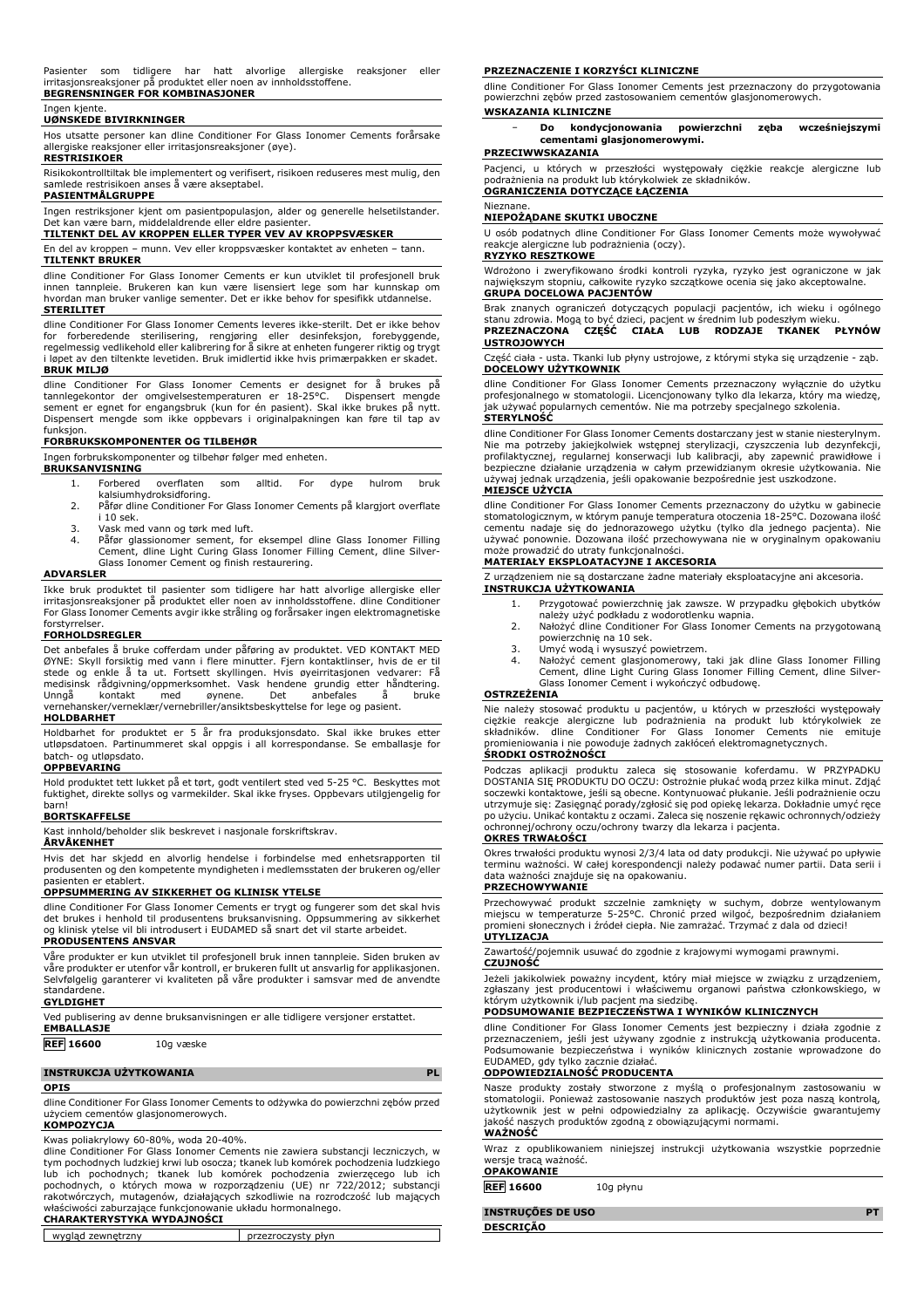Pasienter som tidligere har hatt alvorlige allergiske reaksjoner eller irritasjonsreaksjoner på produktet eller noen av innholdsstoffene.

**BEGRENSNINGER FOR KOMBINASJONER**

Ingen kjente.

**UØNSKEDE BIVIRKNINGER**

Hos utsatte personer kan dline Conditioner For Glass Ionomer Cements forårsake allergiske reaksjoner eller irritasjonsreaksjoner (øye).

**RESTRISIKOER**

Risikokontrolltiltak ble implementert og verifisert, risikoen reduseres mest mulig, den samlede restrisikoen anses å være akseptabel.

**PASIENTMÅLGRUPPE**

Ingen restriksjoner kjent om pasientpopulasjon, alder og generelle helsetilstander. Det kan være barn, middelaldrende eller eldre pasienter.

**TILTENKT DEL AV KROPPEN ELLER TYPER VEV AV KROPPSVÆSKER**

En del av kroppen – munn. Vev eller kroppsvæsker kontaktet av enheten – tann.

**TILTENKT BRUKER**

dline Conditioner For Glass Ionomer Cements er kun utviklet til profesjonell bruk innen tannpleie. Brukeren kan kun være lisensiert lege som har kunnskap om hvordan man bruker vanlige sementer. Det er ikke behov for spesifikk utdannelse.

**STERILITET**

dline Conditioner For Glass Ionomer Cements leveres ikke-sterilt. Det er ikke behov for forberedende sterilisering, rengjøring eller desinfeksjon, forebyggende, regelmessig vedlikehold eller kalibrering for å sikre at enheten fungerer riktig og trygt i løpet av den tiltenkte levetiden. Bruk imidlertid ikke hvis primærpakken er skadet.

**BRUK MILJØ**

dline Conditioner For Glass Ionomer Cements er designet for å brukes på tannlegekontor der omgivelsestemperaturen er 18-25°C. Dispensert mengde sement er egnet for engangsbruk (kun for én pasient). Skal ikke brukes på nytt. Dispensert mengde som ikke oppbevars i originalpakningen kan føre til tap av funksjon.

**FORBRUKSKOMPONENTER OG TILBEHØR**

Ingen forbrukskomponenter og tilbehør følger med enheten.

**BRUKSANVISNING**

1. Forbered overflaten som alltid. For dype hulrom bruk kalsiumhydroksidforing.
2. Påfør dline Conditioner For Glass Ionomer Cements på klargjort overflate i 10 sek.
3. Vask med vann og tørk med luft.
4. Påfør glassionomer sement, for eksempel dline Glass Ionomer Filling Cement, dline Light Curing Glass Ionomer Filling Cement, dline Silver-Glass Ionomer Cement og finish restaurering.

**ADVARSLER**

Ikke bruk produktet til pasienter som tidligere har hatt alvorlige allergiske eller irritasjonsreaksjoner på produktet eller noen av innholdsstoffene. dline Conditioner For Glass Ionomer Cements avgir ikke stråling og forårsaker ingen elektromagnetiske forstyrrelser.

**FORHOLDSREGLER**

Det anbefales å bruke cofferdam under påføring av produktet. VED KONTAKT MED ØYNE: Skyll forsiktig med vann i flere minutter. Fjern kontaktlinser, hvis de er til stede og enkle å ta ut. Fortsett skyllingen. Hvis øyeirritasjonen vedvarer: Få medisinsk rådgivning/oppmerksomhet. Vask hendene grundig etter håndtering. Unngå kontakt med øynene. Det anbefales å bruke vernehansker/verneklær/vernebriller/ansiktsbeskyttelse for lege og pasient.

**HOLDBARHET**

Holdbarhet for produktet er 5 år fra produksjonsdato. Skal ikke brukes etter utløpsdatoen. Partinummeret skal oppgis i all korrespondanse. Se emballasje for batch- og utløpsdato.

**OPPBEVARING**

Hold produktet tett lukket på et tørt, godt ventilert sted ved 5-25 °C. Beskyttes mot fuktighet, direkte sollys og varmekilder. Skal ikke fryses. Oppbevars utilgjengelig for barn!

**BORTSKAFFELSE**

Kast innhold/beholder slik beskrevet i nasjonale forskriftskrav.

**ÅRVÅKENHET**

Hvis det har skjedd en alvorlig hendelse i forbindelse med enhetsrapporten til produsenten og den kompetente myndigheten i medlemsstaten der brukeren og/eller pasienten er etablert.

**OPPSUMMERING AV SIKKERHET OG KLINISK YTELSE**

dline Conditioner For Glass Ionomer Cements er trygt og fungerer som det skal hvis det brukes i henhold til produsentens bruksanvisning. Oppsummering av sikkerhet og klinisk ytelse vil bli introdusert i EUDAMED så snart det vil starte arbeidet.

**PRODUSENTENS ANSVAR**

Våre produkter er kun utviklet til profesjonell bruk innen tannpleie. Siden bruken av våre produkter er utenfor vår kontroll, er brukeren fullt ut ansvarlig for applikasjonen. Selvfølgelig garanterer vi kvaliteten på våre produkter i samsvar med de anvendte standardene.

**GYLDIGHET**

Ved publisering av denne bruksanvisningen er alle tidligere versjoner erstattet.

**EMBALLASJE**

**REF 16600** 10g væske

## INSTRUKCJA UŻYTKOWANIA PL

**OPIS**

dline Conditioner For Glass Ionomer Cements to odżywka do powierzchni zębów przed użyciem cementów glasjonomerowych.

**KOMPOZYCJA**

Kwas poliakrylowy 60-80%, woda 20-40%.

dline Conditioner For Glass Ionomer Cements nie zawiera substancji leczniczych, w tym pochodnych ludzkiej krwi lub osocza; tkanek lub komórek pochodzenia ludzkiego lub ich pochodnych; tkanek lub komórek pochodzenia zwierzęcego lub ich pochodnych, o których mowa w rozporządzeniu (UE) nr 722/2012; substancji rakotwórczych, mutagenów, działających szkodliwie na rozrodczość lub mających właściwości zaburzające funkcjonowanie układu hormonalnego.

**CHARAKTERYSTYKA WYDAJNOŚCI**

| wygląd zewnętrzny | przezroczysty płyn |
|---|---|

**PRZEZNACZENIE I KORZYŚCI KLINICZNE**

dline Conditioner For Glass Ionomer Cements jest przeznaczony do przygotowania powierzchni zębów przed zastosowaniem cementów glasjonomerowych.

**WSKAZANIA KLINICZNE**

- **Do kondycjonowania powierzchni zęba wcześniejszymi cementami glasjonomerowymi.**

**PRZECIWWSKAZANIA**

Pacjenci, u których w przeszłości występowały ciężkie reakcje alergiczne lub podrażnienia na produkt lub którykolwiek ze składników.

**OGRANICZENIA DOTYCZĄCE ŁĄCZENIA**

Nieznane.

**NIEPOŻĄDANE SKUTKI UBOCZNE**

U osób podatnych dline Conditioner For Glass Ionomer Cements może wywoływać reakcje alergiczne lub podrażnienia (oczy).

**RYZYKO RESZTKOWE**

Wdrożono i zweryfikowano środki kontroli ryzyka, ryzyko jest ograniczone w jak największym stopniu, całkowite ryzyko szczątkowe ocenia się jako akceptowalne.

**GRUPA DOCELOWA PACJENTÓW**

Brak znanych ograniczeń dotyczących populacji pacjentów, ich wieku i ogólnego stanu zdrowia. Mogą to być dzieci, pacjent w średnim lub podeszłym wieku.

**PRZEZNACZONA CZĘŚĆ CIAŁA LUB RODZAJE TKANEK PŁYNÓW USTROJOWYCH**

Część ciała - usta. Tkanki lub płyny ustrojowe, z którymi styka się urządzenie - ząb.

**DOCELOWY UŻYTKOWNIK**

dline Conditioner For Glass Ionomer Cements przeznaczony wyłącznie do użytku profesjonalnego w stomatologii. Licencjonowany tylko dla lekarza, który ma wiedzę, jak używać popularnych cementów. Nie ma potrzeby specjalnego szkolenia.

**STERYLNOŚĆ**

dline Conditioner For Glass Ionomer Cements dostarczany jest w stanie niesterylnym. Nie ma potrzeby jakiejkolwiek wstępnej sterylizacji, czyszczenia lub dezynfekcji, profilaktycznej, regularnej konserwacji lub kalibracji, aby zapewnić prawidłowe i bezpieczne działanie urządzenia w całym przewidzianym okresie użytkowania. Nie używaj jednak urządzenia, jeśli opakowanie bezpośrednie jest uszkodzone.

**MIEJSCE UŻYCIA**

dline Conditioner For Glass Ionomer Cements przeznaczony do użytku w gabinecie stomatologicznym, w którym panuje temperatura otoczenia 18-25°C. Dozowana ilość cementu nadaje się do jednorazowego użytku (tylko dla jednego pacjenta). Nie używać ponownie. Dozowana ilość przechowywana nie w oryginalnym opakowaniu może prowadzić do utraty funkcjonalności.

**MATERIAŁY EKSPLOATACYJNE I AKCESORIA**

Z urządzeniem nie są dostarczane żadne materiały eksploatacyjne ani akcesoria.

**INSTRUKCJA UŻYTKOWANIA**

1. Przygotować powierzchnię jak zawsze. W przypadku głębokich ubytków należy użyć podkładu z wodorotlenku wapnia.
2. Nałożyć dline Conditioner For Glass Ionomer Cements na przygotowaną powierzchnię na 10 sek.
3. Umyć wodą i wysuszyć powietrzem.
4. Nałożyć cement glasjonomerowy, taki jak dline Glass Ionomer Filling Cement, dline Light Curing Glass Ionomer Filling Cement, dline Silver-Glass Ionomer Cement i wykończyć odbudowę.

**OSTRZEŻENIA**

Nie należy stosować produktu u pacjentów, u których w przeszłości występowały ciężkie reakcje alergiczne lub podrażnienia na produkt lub którykolwiek ze składników. dline Conditioner For Glass Ionomer Cements nie emituje promieniowania i nie powoduje żadnych zakłóceń elektromagnetycznych.

**ŚRODKI OSTROŻNOŚCI**

Podczas aplikacji produktu zaleca się stosowanie koferdamu. W PRZYPADKU DOSTANIA SIĘ PRODUKTU DO OCZU: Ostrożnie płukać wodą przez kilka minut. Zdjąć soczewki kontaktowe, jeśli są obecne. Kontynuować płukanie. Jeśli podrażnienie oczu utrzymuje się: Zasięgnąć porady/zgłosić się pod opiekę lekarza. Dokładnie umyć ręce po użyciu. Unikać kontaktu z oczami. Zaleca się noszenie rękawic ochronnych/odzieży ochronnej/ochrony oczu/ochrony twarzy dla lekarza i pacjenta.

**OKRES TRWAŁOŚCI**

Okres trwałości produktu wynosi 2/3/4 lata od daty produkcji. Nie używać po upływie terminu ważności. W całej korespondencji należy podawać numer partii. Data serii i data ważności znajduje się na opakowaniu.

**PRZECHOWYWANIE**

Przechowywać produkt szczelnie zamknięty w suchym, dobrze wentylowanym miejscu w temperaturze 5-25°C. Chronić przed wilgocią, bezpośrednim działaniem promieni słonecznych i źródeł ciepła. Nie zamrażać. Trzymać z dala od dzieci!

**UTYLIZACJA**

Zawartość/pojemnik usuwać do zgodnie z krajowymi wymogami prawnymi.

**CZUJNOŚĆ**

Jeżeli jakikolwiek poważny incydent, który miał miejsce w związku z urządzeniem, zgłaszany jest producentowi i właściwemu organowi państwa członkowskiego, w którym użytkownik i/lub pacjent ma siedzibę.

**PODSUMOWANIE BEZPIECZEŃSTWA I WYNIKÓW KLINICZNYCH**

dline Conditioner For Glass Ionomer Cements jest bezpieczny i działa zgodnie z przeznaczeniem, jeśli jest używany zgodnie z instrukcją użytkowania producenta. Podsumowanie bezpieczeństwa i wyników klinicznych zostanie wprowadzone do EUDAMED, gdy tylko zacznie działać.

**ODPOWIEDZIALNOŚĆ PRODUCENTA**

Nasze produkty zostały stworzone z myślą o profesjonalnym zastosowaniu w stomatologii. Ponieważ zastosowanie naszych produktów jest poza naszą kontrolą, użytkownik jest w pełni odpowiedzialny za aplikację. Oczywiście gwarantujemy jakość naszych produktów zgodną z obowiązującymi normami.

**WAŻNOŚĆ**

Wraz z opublikowaniem niniejszej instrukcji użytkowania wszystkie poprzednie wersje tracą ważność.

**OPAKOWANIE**

**REF 16600** 10g płynu

## INSTRUÇÕES DE USO PT

**DESCRIÇÃO**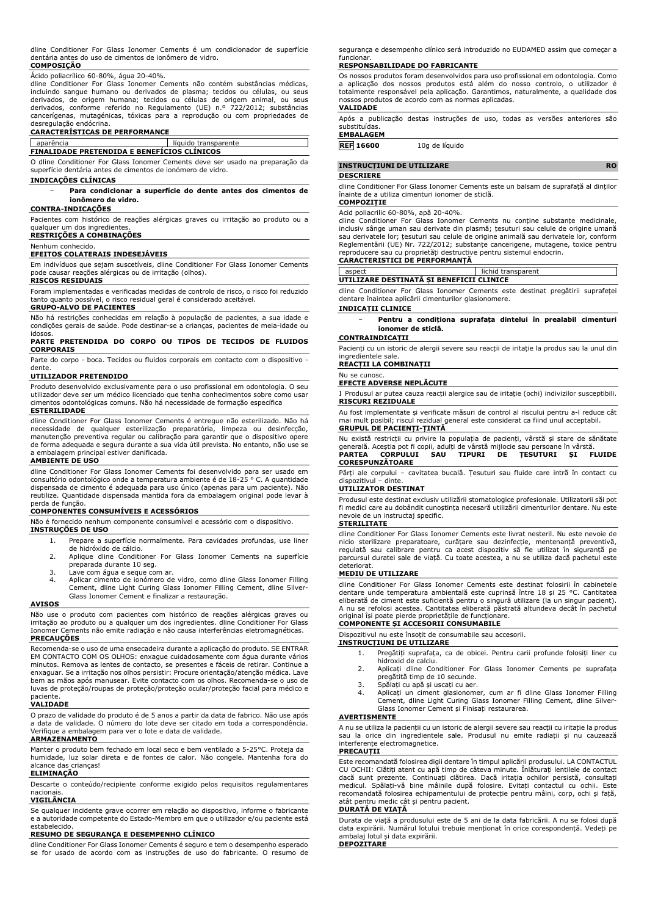dline Conditioner For Glass Ionomer Cements é um condicionador de superfície dentária antes do uso de cimentos de ionômero de vidro.

**COMPOSIÇÃO**

Ácido poliacrílico 60-80%, água 20-40%.
dline Conditioner For Glass Ionomer Cements não contém substâncias médicas, incluindo sangue humano ou derivados de plasma; tecidos ou células, ou seus derivados, de origem humana; tecidos ou células de origem animal, ou seus derivados, conforme referido no Regulamento (UE) n.º 722/2012; substâncias cancerígenas, mutagénicas, tóxicas para a reprodução ou com propriedades de desregulação endócrina.

**CARACTERÍSTICAS DE PERFORMANCE**

| | |
|---|---|
| aparência | líquido transparente |

**FINALIDADE PRETENDIDA E BENEFÍCIOS CLÍNICOS**

O dline Conditioner For Glass Ionomer Cements deve ser usado na preparação da superfície dentária antes de cimentos de ionómero de vidro.

**INDICAÇÕES CLÍNICAS**

- **Para condicionar a superfície do dente antes dos cimentos de ionômero de vidro.**

**CONTRA-INDICAÇÕES**

Pacientes com histórico de reações alérgicas graves ou irritação ao produto ou a qualquer um dos ingredientes.

**RESTRIÇÕES A COMBINAÇÕES**

Nenhum conhecido.

**EFEITOS COLATERAIS INDESEJÁVEIS**

Em indivíduos que sejam suscetíveis, dline Conditioner For Glass Ionomer Cements pode causar reações alérgicas ou de irritação (olhos).

**RISCOS RESIDUAIS**

Foram implementadas e verificadas medidas de controlo de risco, o risco foi reduzido tanto quanto possível, o risco residual geral é considerado aceitável.

**GRUPO-ALVO DE PACIENTES**

Não há restrições conhecidas em relação à população de pacientes, a sua idade e condições gerais de saúde. Pode destinar-se a crianças, pacientes de meia-idade ou idosos.

**PARTE PRETENDIDA DO CORPO OU TIPOS DE TECIDOS DE FLUIDOS CORPORAIS**

Parte do corpo - boca. Tecidos ou fluidos corporais em contacto com o dispositivo - dente.

**UTILIZADOR PRETENDIDO**

Produto desenvolvido exclusivamente para o uso profissional em odontologia. O seu utilizador deve ser um médico licenciado que tenha conhecimentos sobre como usar cimentos odontológicas comuns. Não há necessidade de formação específica

**ESTERILIDADE**

dline Conditioner For Glass Ionomer Cements é entregue não esterilizado. Não há necessidade de qualquer esterilização preparatória, limpeza ou desinfecção, manutenção preventiva regular ou calibração para garantir que o dispositivo opere de forma adequada e segura durante a sua vida útil prevista. No entanto, não use se a embalagem principal estiver danificada.

**AMBIENTE DE USO**

dline Conditioner For Glass Ionomer Cements foi desenvolvido para ser usado em consultório odontológico onde a temperatura ambiente é de 18-25 ° C. A quantidade dispensada de cimento é adequada para uso único (apenas para um paciente). Não reutilize. Quantidade dispensada mantida fora da embalagem original pode levar à perda de função.

**COMPONENTES CONSUMÍVEIS E ACESSÓRIOS**

Não é fornecido nenhum componente consumível e acessório com o dispositivo.

**INSTRUÇÕES DE USO**

1. Prepare a superfície normalmente. Para cavidades profundas, use liner de hidróxido de cálcio.
2. Aplique dline Conditioner For Glass Ionomer Cements na superfície preparada durante 10 seg.
3. Lave com água e seque com ar.
4. Aplicar cimento de ionômero de vidro, como dline Glass Ionomer Filling Cement, dline Light Curing Glass Ionomer Filling Cement, dline Silver-Glass Ionomer Cement e finalizar a restauração.

**AVISOS**

Não use o produto com pacientes com histórico de reações alérgicas graves ou irritação ao produto ou a qualquer um dos ingredientes. dline Conditioner For Glass Ionomer Cements não emite radiação e não causa interferências eletromagnéticas.

**PRECAUÇÕES**

Recomenda-se o uso de uma ensecadeira durante a aplicação do produto. SE ENTRAR EM CONTACTO COM OS OLHOS: enxague cuidadosamente com água durante vários minutos. Remova as lentes de contacto, se presentes e fáceis de retirar. Continue a enxaguar. Se a irritação nos olhos persistir: Procure orientação/atenção médica. Lave bem as mãos após manusear. Evite contacto com os olhos. Recomenda-se o uso de luvas de proteção/roupas de proteção/proteção ocular/proteção facial para médico e paciente.

**VALIDADE**

O prazo de validade do produto é de 5 anos a partir da data de fabrico. Não use após a data de validade. O número do lote deve ser citado em toda a correspondência. Verifique a embalagem para ver o lote e data de validade.

**ARMAZENAMENTO**

Manter o produto bem fechado em local seco e bem ventilado a 5-25°C. Proteja da humidade, luz solar direta e de fontes de calor. Não congele. Mantenha fora do alcance das crianças!

**ELIMINAÇÃO**

Descarte o conteúdo/recipiente conforme exigido pelos requisitos regulamentares nacionais.

**VIGILÂNCIA**

Se qualquer incidente grave ocorrer em relação ao dispositivo, informe o fabricante e a autoridade competente do Estado-Membro em que o utilizador e/ou paciente está estabelecido.

**RESUMO DE SEGURANÇA E DESEMPENHO CLÍNICO**

dline Conditioner For Glass Ionomer Cements é seguro e tem o desempenho esperado se for usado de acordo com as instruções de uso do fabricante. O resumo de segurança e desempenho clínico será introduzido no EUDAMED assim que começar a funcionar.

**RESPONSABILIDADE DO FABRICANTE**

Os nossos produtos foram desenvolvidos para uso profissional em odontologia. Como a aplicação dos nossos produtos está além do nosso controlo, o utilizador é totalmente responsável pela aplicação. Garantimos, naturalmente, a qualidade dos nossos produtos de acordo com as normas aplicadas.

**VALIDADE**

Após a publicação destas instruções de uso, todas as versões anteriores são substituídas.

**EMBALAGEM**

**REF** 16600 10g de líquido

## INSTRUCȚIUNI DE UTILIZARE — RO

**DESCRIERE**

dline Conditioner For Glass Ionomer Cements este un balsam de suprafață al dinților înainte de a utiliza cimenturi ionomer de sticlă.

**COMPOZIȚIE**

Acid poliacrilic 60-80%, apă 20-40%.
dline Conditioner For Glass Ionomer Cements nu conține substanțe medicinale, inclusiv sânge uman sau derivate din plasmă; țesuturi sau celule de origine umană sau derivatele lor; țesuturi sau celule de origine animală sau derivatele lor, conform Reglementării (UE) Nr. 722/2012; substanțe cancerigene, mutagene, toxice pentru reproducere sau cu proprietăți destructive pentru sistemul endocrin.

**CARACTERISTICI DE PERFORMANȚĂ**

| | |
|---|---|
| aspect | lichid transparent |

**UTILIZARE DESTINATĂ ȘI BENEFICII CLINICE**

dline Conditioner For Glass Ionomer Cements este destinat pregătirii suprafeței dentare înaintea aplicării cimenturilor glasionomere.

**INDICAȚII CLINICE**

- **Pentru a condiționa suprafața dintelui în prealabil cimenturi ionomer de sticlă.**

**CONTRAINDICAȚII**

Pacienți cu un istoric de alergii severe sau reacții de iritație la produs sau la unul din ingredientele sale.

**REACȚII LA COMBINAȚII**

Nu se cunosc.

**EFECTE ADVERSE NEPLĂCUTE**

I Produsul ar putea cauza reacții alergice sau de iritație (ochi) indivizilor susceptibili.

**RISCURI REZIDUALE**

Au fost implementate și verificate măsuri de control al riscului pentru a-l reduce cât mai mult posibil; riscul rezidual general este considerat ca fiind unul acceptabil.

**GRUPUL DE PACIENȚI-ȚINTĂ**

Nu există restricții cu privire la populația de pacienți, vârstă și stare de sănătate generală. Aceștia pot fi copii, adulți de vârstă mijlocie sau persoane în vârstă.

**PARTEA CORPULUI SAU TIPURI DE ȚESUTURI ȘI FLUIDE CORESPUNZĂTOARE**

Părți ale corpului – cavitatea bucală. Țesuturi sau fluide care intră în contact cu dispozitivul – dinte.

**UTILIZATOR DESTINAT**

Produsul este destinat exclusiv utilizării stomatologice profesionale. Utilizatorii săi pot fi medici care au dobândit cunoștința necesară utilizării cimenturilor dentare. Nu este nevoie de un instructaj specific.

**STERILITATE**

dline Conditioner For Glass Ionomer Cements este livrat nesteril. Nu este nevoie de nicio sterilizare preparatoare, curățare sau dezinfecție, mentenanță preventivă, regulată sau calibrare pentru ca acest dispozitiv să fie utilizat în siguranță pe parcursul duratei sale de viață. Cu toate acestea, a nu se utiliza dacă pachetul este deteriorat.

**MEDIU DE UTILIZARE**

dline Conditioner For Glass Ionomer Cements este destinat folosirii în cabinetele dentare unde temperatura ambientală este cuprinsă între 18 și 25 °C. Cantitatea eliberată de ciment este suficientă pentru o singură utilizare (la un singur pacient). A nu se refolosi acestea. Cantitatea eliberată păstrată altundeva decât în pachetul original își poate pierde proprietățile de funcționare.

**COMPONENTE ȘI ACCESORII CONSUMABILE**

Dispozitivul nu este însoțit de consumabile sau accesorii.

**INSTRUCȚIUNI DE UTILIZARE**

1. Pregătiți suprafața, ca de obicei. Pentru carii profunde folosiți liner cu hidroxid de calciu.
2. Aplicați dline Conditioner For Glass Ionomer Cements pe suprafața pregătită timp de 10 secunde.
3. Spălați cu apă și uscați cu aer.
4. Aplicați un ciment glasionomer, cum ar fi dline Glass Ionomer Filling Cement, dline Light Curing Glass Ionomer Filling Cement, dline Silver-Glass Ionomer Cement și Finisați restaurarea.

**AVERTISMENTE**

A nu se utiliza la pacienții cu un istoric de alergii severe sau reacții cu iritație la produs sau la orice din ingredientele sale. Produsul nu emite radiații și nu cauzează interferențe electromagnetice.

**PRECAUȚII**

Este recomandată folosirea digii dentare în timpul aplicării produsului. LA CONTACTUL CU OCHII: Clătiți atent cu apă timp de câteva minute. Înlăturați lentilele de contact dacă sunt prezente. Continuați clătirea. Dacă iritația ochilor persistă, consultați medicul. Spălați-vă bine mâinile după folosire. Evitați contactul cu ochii. Este recomandată folosirea echipamentului de protecție pentru mâini, corp, ochi și față, atât pentru medic cât și pentru pacient.

**DURATĂ DE VIAȚĂ**

Durata de viață a produsului este de 5 ani de la data fabricării. A nu se folosi după data expirării. Numărul lotului trebuie menționat în orice corespondență. Vedeți pe ambalaj lotul și data expirării.

**DEPOZITARE**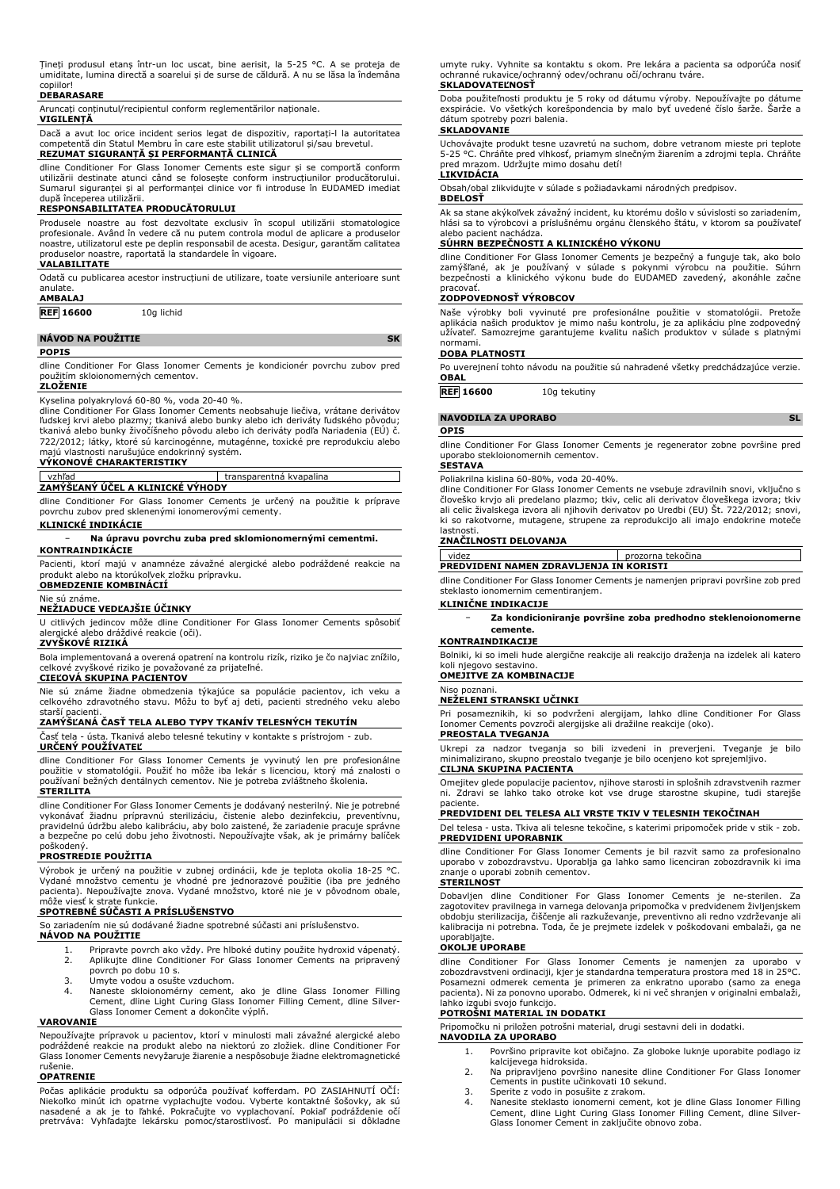Țineți produsul etanș într-un loc uscat, bine aerisit, la 5-25 °C. A se proteja de umiditate, lumina directă a soarelui și de surse de căldură. A nu se lăsa la îndemâna copiilor!

**DEBARASARE**

Aruncați conținutul/recipientul conform reglementărilor naționale.

**VIGILENȚĂ**

Dacă a avut loc orice incident serios legat de dispozitiv, raportați-l la autoritatea competentă din Statul Membru în care este stabilit utilizatorul și/sau brevetul.

**REZUMAT SIGURANȚĂ ȘI PERFORMANȚĂ CLINICĂ**

dline Conditioner For Glass Ionomer Cements este sigur și se comportă conform utilizării destinate atunci când se folosește conform instrucțiunilor producătorului. Sumarul siguranței și al performanței clinice vor fi introduse în EUDAMED imediat după începerea utilizării.

**RESPONSABILITATEA PRODUCĂTORULUI**

Produsele noastre au fost dezvoltate exclusiv în scopul utilizării stomatologice profesionale. Având în vedere că nu putem controla modul de aplicare a produselor noastre, utilizatorul este pe deplin responsabil de acesta. Desigur, garantăm calitatea produselor noastre, raportată la standardele în vigoare.

**VALABILITATE**

Odată cu publicarea acestor instrucțiuni de utilizare, toate versiunile anterioare sunt anulate.

**AMBALAJ**

| | |
|---|---|
| REF 16600 | 10g lichid |

## NÁVOD NA POUŽITIE SK

**POPIS**

dline Conditioner For Glass Ionomer Cements je kondicionér povrchu zubov pred použitím skloionomerných cementov.

**ZLOŽENIE**

Kyselina polyakrylová 60-80 %, voda 20-40 %.
dline Conditioner For Glass Ionomer Cements neobsahuje liečivá, vrátane derivátov ľudskej krvi alebo plazmy; tkanivá alebo bunky alebo ich deriváty ľudského pôvodu; tkanivá alebo bunky živočíšneho pôvodu alebo ich deriváty podľa Nariadenia (EÚ) č. 722/2012; látky, ktoré sú karcinogénne, mutagénne, toxické pre reprodukciu alebo majú vlastnosti narušujúce endokrinný systém.

**VÝKONOVÉ CHARAKTERISTIKY**

| | |
|---|---|
| vzhľad | transparentná kvapalina |

**ZAMÝŠĽANÝ ÚČEL A KLINICKÉ VÝHODY**

dline Conditioner For Glass Ionomer Cements je určený na použitie k príprave povrchu zubov pred sklenenými ionomerovými cementy.

**KLINICKÉ INDIKÁCIE**

- **Na úpravu povrchu zuba pred sklomionomernými cementmi.**

**KONTRAINDIKÁCIE**

Pacienti, ktorí majú v anamnéze závažné alergické alebo podráždené reakcie na produkt alebo na ktorúkoľvek zložku prípravku.

**OBMEDZENIE KOMBINÁCIÍ**

Nie sú známe.

**NEŽIADUCE VEDĽAJŠIE ÚČINKY**

U citlivých jedincov môže dline Conditioner For Glass Ionomer Cements spôsobiť alergické alebo dráždivé reakcie (oči).

**ZVYŠKOVÉ RIZIKÁ**

Bola implementovaná a overená opatrení na kontrolu rizík, riziko je čo najviac znížilo, celkové zvyškové riziko je považované za prijateľné.

**CIEĽOVÁ SKUPINA PACIENTOV**

Nie sú známe žiadne obmedzenia týkajúce sa populácie pacientov, ich veku a celkového zdravotného stavu. Môžu to byť aj deti, pacienti stredného veku alebo starší pacienti.

**ZAMÝŠĽANÁ ČASŤ TELA ALEBO TYPY TKANÍV TELESNÝCH TEKUTÍN**

Časť tela - ústa. Tkanivá alebo telesné tekutiny v kontakte s prístrojom - zub.

**URČENÝ POUŽÍVATEĽ**

dline Conditioner For Glass Ionomer Cements je vyvinutý len pre profesionálne použitie v stomatológii. Použiť ho môže iba lekár s licenciou, ktorý má znalosti o používaní bežných dentálnych cementov. Nie je potreba zvláštneho školenia.

**STERILITA**

dline Conditioner For Glass Ionomer Cements je dodávaný nesterilný. Nie je potrebné vykonávať žiadnu prípravnú sterilizáciu, čistenie alebo dezinfekciu, preventívnu, pravidelnú údržbu alebo kalibráciu, aby bolo zaistené, že zariadenie pracuje správne a bezpečne po celú dobu jeho životnosti. Nepoužívajte však, ak je primárny balíček poškodený.

**PROSTREDIE POUŽITIA**

Výrobok je určený na použitie v zubnej ordinácii, kde je teplota okolia 18-25 °C. Vydané množstvo cementu je vhodné pre jednorazové použitie (iba pre jedného pacienta). Nepoužívajte znova. Vydané množstvo, ktoré nie je v pôvodnom obale, môže viesť k strate funkcie.

**SPOTREBNÉ SÚČASTI A PRÍSLUŠENSTVO**

So zariadením nie sú dodávané žiadne spotrebné súčasti ani príslušenstvo.

**NÁVOD NA POUŽITIE**

1. Pripravte povrch ako vždy. Pre hlboké dutiny použite hydroxid vápenatý.
2. Aplikujte dline Conditioner For Glass Ionomer Cements na pripravený povrch po dobu 10 s.
3. Umyte vodou a osušte vzduchom.
4. Naneste skloionomérny cement, ako je dline Glass Ionomer Filling Cement, dline Light Curing Glass Ionomer Filling Cement, dline Silver-Glass Ionomer Cement a dokončite výplň.

**VAROVANIE**

Nepoužívajte prípravok u pacientov, ktorí v minulosti mali závažné alergické alebo podráždené reakcie na produkt alebo na niektorú zo zložiek. dline Conditioner For Glass Ionomer Cements nevyžaruje žiarenie a nespôsobuje žiadne elektromagnetické rušenie.

**OPATRENIE**

Počas aplikácie produktu sa odporúča používať kofferdam. PO ZASIAHNUTÍ OČÍ: Niekoľko minút ich opatrne vyplachujte vodou. Vyberte kontaktné šošovky, ak sú nasadené a ak je to ľahké. Pokračujte vo vyplachovaní. Pokiaľ podráždenie očí pretrváva: Vyhľadajte lekársku pomoc/starostlivosť. Po manipulácii si dôkladne umyte ruky. Vyhnite sa kontaktu s okom. Pre lekára a pacienta sa odporúča nosiť ochranné rukavice/ochranný odev/ochranu očí/ochranu tváre.

**SKLADOVATEĽNOSŤ**

Doba použiteľnosti produktu je 5 roky od dátumu výroby. Nepoužívajte po dátume exspirácie. Vo všetkých korešpondencia by malo byť uvedené číslo šarže. Šarže a dátum spotreby pozri balenia.

**SKLADOVANIE**

Uchovávajte produkt tesne uzavretú na suchom, dobre vetranom mieste pri teplote 5-25 °C. Chráňte pred vlhkosť, priamym slnečným žiarením a zdrojmi tepla. Chráňte pred mrazom. Udržujte mimo dosahu detí!

**LIKVIDÁCIA**

Obsah/obal zlikvidujte v súlade s požiadavkami národných predpisov.

**BDELOSŤ**

Ak sa stane akýkoľvek závažný incident, ku ktorému došlo v súvislosti so zariadením, hlási sa to výrobcovi a príslušnému orgánu členského štátu, v ktorom sa používateľ alebo pacient nachádza.

**SÚHRN BEZPEČNOSTI A KLINICKÉHO VÝKONU**

dline Conditioner For Glass Ionomer Cements je bezpečný a funguje tak, ako bolo zamýšľané, ak je používaný v súlade s pokynmi výrobcu na použitie. Súhrn bezpečnosti a klinického výkonu bude do EUDAMED zavedený, akonáhle začne pracovať.

**ZODPOVEDNOSŤ VÝROBCOV**

Naše výrobky boli vyvinuté pre profesionálne použitie v stomatológii. Pretože aplikácia našich produktov je mimo našu kontrolu, je za aplikáciu plne zodpovedný užívateľ. Samozrejme garantujeme kvalitu našich produktov v súlade s platnými normami.

**DOBA PLATNOSTI**

Po uverejnení tohto návodu na použitie sú nahradené všetky predchádzajúce verzie.

**OBAL**

| | |
|---|---|
| REF 16600 | 10g tekutiny |

## NAVODILA ZA UPORABO SL

**OPIS**

dline Conditioner For Glass Ionomer Cements je regenerator zobne površine pred uporabo steklоionomernih cementov.

**SESTAVA**

Poliakrilna kislina 60-80%, voda 20-40%.
dline Conditioner For Glass Ionomer Cements ne vsebuje zdravilnih snovi, vključno s človeško krvjo ali predelano plazmo; tkiv, celic ali derivatov človeškega izvora; tkiv ali celic živalskega izvora ali njihovih derivatov po Uredbi (EU) Št. 722/2012; snovi, ki so rakotvorne, mutagene, strupene za reprodukcijo ali imajo endokrine moteče lastnosti.

**ZNAČILNOSTI DELOVANJA**

| | |
|---|---|
| videz | prozorna tekočina |

**PREDVIDENI NAMEN ZDRAVLJENJA IN KORISTI**

dline Conditioner For Glass Ionomer Cements je namenjen pripravi površine zob pred steklasto ionomernim cementiranjem.

**KLINIČNE INDIKACIJE**

- **Za kondicioniranje površine zoba predhodno steklenoionomerne cemente.**

**KONTRAINDIKACIJE**

Bolniki, ki so imeli hude alergične reakcije ali reakcijo draženja na izdelek ali katero koli njegovo sestavino.

**OMEJITVE ZA KOMBINACIJE**

Niso poznani.

**NEŽELENI STRANSKI UČINKI**

Pri posameznikih, ki so podvrženi alergijam, lahko dline Conditioner For Glass Ionomer Cements povzroči alergijske ali dražilne reakcije (oko).

**PREOSTALA TVEGANJA**

Ukrepi za nadzor tveganja so bili izvedeni in preverjeni. Tveganje je bilo minimalizirano, skupno preostalo tveganje je bilo ocenjeno kot sprejemljivo.

**CILJNA SKUPINA PACIENTA**

Omejitev glede populacije pacientov, njihove starosti in splošnih zdravstvenih razmer ni. Zdravi se lahko tako otroke kot vse druge starostne skupine, tudi starejše paciente.

**PREDVIDENI DEL TELESA ALI VRSTE TKIV V TELESNIH TEKOČINAH**

Del telesa - usta. Tkiva ali telesne tekočine, s katerimi pripomoček pride v stik - zob.

**PREDVIDENI UPORABNIK**

dline Conditioner For Glass Ionomer Cements je bil razvit samo za profesionalno uporabo v zobozdravstvu. Uporablja ga lahko samo licenciran zobozdravnik ki ima znanje o uporabi zobnih cementov.

**STERILNOST**

Dobavljen dline Conditioner For Glass Ionomer Cements je ne-sterilen. Za zagotovitev pravilnega in varnega delovanja pripomočka v predvidenem življenjskem obdobju sterilizacija, čiščenje ali razkuževanje, preventivno ali redno vzdrževanje ali kalibracija ni potrebna. Toda, če je prejmete izdelek v poškodovani embalaži, ga ne uporabljajte.

**OKOLJE UPORABE**

dline Conditioner For Glass Ionomer Cements je namenjen za uporabo v zobozdravstveni ordinaciji, kjer je standardna temperatura prostora med 18 in 25°C. Posamezni odmerek cementa je primeren za enkratno uporabo (samo za enega pacienta). Ni za ponovno uporabo. Odmerek, ki ni več shranjen v originalni embalaži, lahko izgubi svojo funkcijo.

**POTROŠNI MATERIAL IN DODATKI**

Pripomočku ni priložen potrošni material, drugi sestavni deli in dodatki.

**NAVODILA ZA UPORABO**

1. Površino pripravite kot običajno. Za globoke luknje uporabite podlago iz kalcijevega hidroksida.
2. Na pripravljeno površino nanesite dline Conditioner For Glass Ionomer Cements in pustite učinkovati 10 sekund.
3. Sperite z vodo in posušite z zrakom.
4. Nanesite steklasto ionomerni cement, kot je dline Glass Ionomer Filling Cement, dline Light Curing Glass Ionomer Filling Cement, dline Silver-Glass Ionomer Cement in zaključite obnovo zoba.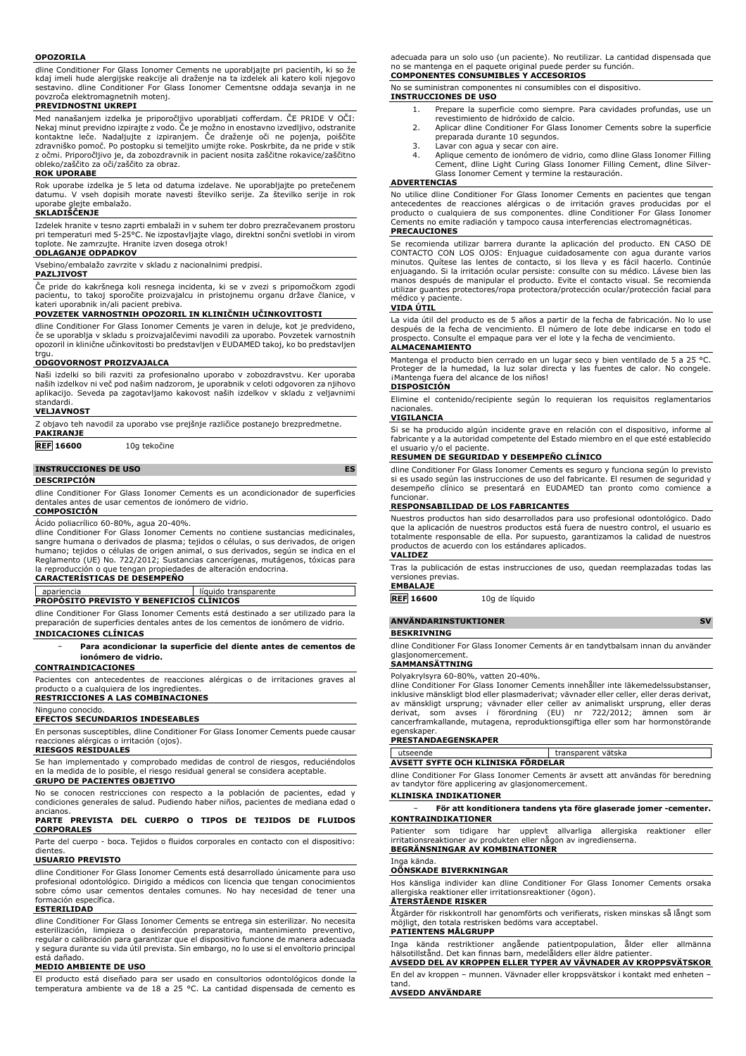**OPOZORILA**

dline Conditioner For Glass Ionomer Cements ne uporabljajte pri pacientih, ki so že kdaj imeli hude alergijske reakcije ali draženje na ta izdelek ali katero koli njegovo sestavino. dline Conditioner For Glass Ionomer Cementsne oddaja sevanja in ne povzroča elektromagnetnih motenj.

**PREVIDNOSTNI UKREPI**

Med nanašanjem izdelka je priporočljivo uporabljati cofferdam. ČE PRIDE V OČI: Nekaj minut previdno izpirajte z vodo. Če je možno in enostavno izvedljivo, odstranite kontaktne leče. Nadaljujte z izpiranjem. Če draženje oči ne pojenja, poiščite zdravniško pomoč. Po postopku si temeljito umijte roke. Poskrbite, da ne pride v stik z očmi. Priporočljivo je, da zobozdravnik in pacient nosita zaščitne rokavice/zaščitno obleko/zaščito za oči/zaščito za obraz.

**ROK UPORABE**

Rok uporabe izdelka je 5 leta od datuma izdelave. Ne uporabljajte po pretečenem datumu. V vseh dopisih morate navesti številko serije. Za številko serije in rok uporabe glejte embalažo.

**SKLADIŠČENJE**

Izdelek hranite v tesno zaprti embalaži in v suhem ter dobro prezračevanem prostoru pri temperaturi med 5-25°C. Ne izpostavljajte vlago, direktni sončni svetlobi in virom toplote. Ne zamrzujte. Hranite izven dosega otrok!

**ODLAGANJE ODPADKOV**

Vsebino/embalažo zavrzite v skladu z nacionalnimi predpisi.

**PAZLJIVOST**

Če pride do kakršnega koli resnega incidenta, ki se v zvezi s pripomočkom zgodi pacientu, to takoj sporočite proizvajalcu in pristojnemu organu države članice, v kateri uporabnik in/ali pacient prebiva.

**POVZETEK VARNOSTNIH OPOZORIL IN KLINIČNIH UČINKOVITOSTI**

dline Conditioner For Glass Ionomer Cements je varen in deluje, kot je predvideno, če se uporablja v skladu s proizvajalčevimi navodili za uporabo. Povzetek varnostnih opozoril in klinične učinkovitosti bo predstavljen v EUDAMED takoj, ko bo predstavljen trgu.

**ODGOVORNOST PROIZVAJALCA**

Naši izdelki so bili razviti za profesionalno uporabo v zobozdravstvu. Ker uporaba naših izdelkov ni več pod našim nadzorom, je uporabnik v celoti odgovoren za njihovo aplikacijo. Seveda pa zagotavljamo kakovost naših izdelkov v skladu z veljavnimi standardi.

**VELJAVNOST**

Z objavo teh navodil za uporabo vse prejšnje različice postanejo brezpredmetne.

**PAKIRANJE**

**REF 16600** 10g tekočine

## INSTRUCCIONES DE USO ES

**DESCRIPCIÓN**

dline Conditioner For Glass Ionomer Cements es un acondicionador de superficies dentales antes de usar cementos de ionómero de vidrio.

**COMPOSICIÓN**

Ácido poliacrílico 60-80%, agua 20-40%.

dline Conditioner For Glass Ionomer Cements no contiene sustancias medicinales, sangre humana o derivados de plasma; tejidos o células, o sus derivados, de origen humano; tejidos o células de origen animal, o sus derivados, según se indica en el Reglamento (UE) No. 722/2012; Sustancias cancerígenas, mutágenos, tóxicas para la reproducción o que tengan propiedades de alteración endocrina.

**CARACTERÍSTICAS DE DESEMPEÑO**

| | |
|---|---|
| apariencia | líquido transparente |

**PROPÓSITO PREVISTO Y BENEFICIOS CLÍNICOS**

dline Conditioner For Glass Ionomer Cements está destinado a ser utilizado para la preparación de superficies dentales antes de los cementos de ionómero de vidrio.

**INDICACIONES CLÍNICAS**

- **Para acondicionar la superficie del diente antes de cementos de ionómero de vidrio.**

**CONTRAINDICACIONES**

Pacientes con antecedentes de reacciones alérgicas o de irritaciones graves al producto o a cualquiera de los ingredientes.

**RESTRICCIONES A LAS COMBINACIONES**

Ninguno conocido.

**EFECTOS SECUNDARIOS INDESEABLES**

En personas susceptibles, dline Conditioner For Glass Ionomer Cements puede causar reacciones alérgicas o irritación (ojos).

**RIESGOS RESIDUALES**

Se han implementado y comprobado medidas de control de riesgos, reduciéndolos en la medida de lo posible, el riesgo residual general se considera aceptable.

**GRUPO DE PACIENTES OBJETIVO**

No se conocen restricciones con respecto a la población de pacientes, edad y condiciones generales de salud. Pudiendo haber niños, pacientes de mediana edad o ancianos.

**PARTE PREVISTA DEL CUERPO O TIPOS DE TEJIDOS DE FLUIDOS CORPORALES**

Parte del cuerpo - boca. Tejidos o fluidos corporales en contacto con el dispositivo: dientes.

**USUARIO PREVISTO**

dline Conditioner For Glass Ionomer Cements está desarrollado únicamente para uso profesional odontológico. Dirigido a médicos con licencia que tengan conocimientos sobre cómo usar cementos dentales comunes. No hay necesidad de tener una formación específica.

**ESTERILIDAD**

dline Conditioner For Glass Ionomer Cements se entrega sin esterilizar. No necesita esterilización, limpieza o desinfección preparatoria, mantenimiento preventivo, regular o calibración para garantizar que el dispositivo funcione de manera adecuada y segura durante su vida útil prevista. Sin embargo, no lo use si el envoltorio principal está dañado.

**MEDIO AMBIENTE DE USO**

El producto está diseñado para ser usado en consultorios odontológicos donde la temperatura ambiente va de 18 a 25 °C. La cantidad dispensada de cemento es adecuada para un solo uso (un paciente). No reutilizar. La cantidad dispensada que no se mantenga en el paquete original puede perder su función.

**COMPONENTES CONSUMIBLES Y ACCESORIOS**

No se suministran componentes ni consumibles con el dispositivo.

**INSTRUCCIONES DE USO**

1. Prepare la superficie como siempre. Para cavidades profundas, use un revestimiento de hidróxido de calcio.
2. Aplicar dline Conditioner For Glass Ionomer Cements sobre la superficie preparada durante 10 segundos.
3. Lavar con agua y secar con aire.
4. Aplique cemento de ionómero de vidrio, como dline Glass Ionomer Filling Cement, dline Light Curing Glass Ionomer Filling Cement, dline Silver-Glass Ionomer Cement y termine la restauración.

**ADVERTENCIAS**

No utilice dline Conditioner For Glass Ionomer Cements en pacientes que tengan antecedentes de reacciones alérgicas o de irritación graves producidas por el producto o cualquiera de sus componentes. dline Conditioner For Glass Ionomer Cements no emite radiación y tampoco causa interferencias electromagnéticas.

**PRECAUCIONES**

Se recomienda utilizar barrera durante la aplicación del producto. EN CASO DE CONTACTO CON LOS OJOS: Enjuague cuidadosamente con agua durante varios minutos. Quítese las lentes de contacto, si los lleva y es fácil hacerlo. Continúe enjuagando. Si la irritación ocular persiste: consulte con su médico. Lávese bien las manos después de manipular el producto. Evite el contacto visual. Se recomienda utilizar guantes protectores/ropa protectora/protección ocular/protección facial para médico y paciente.

**VIDA ÚTIL**

La vida útil del producto es de 5 años a partir de la fecha de fabricación. No lo use después de la fecha de vencimiento. El número de lote debe indicarse en todo el prospecto. Consulte el empaque para ver el lote y la fecha de vencimiento.

**ALMACENAMIENTO**

Mantenga el producto bien cerrado en un lugar seco y bien ventilado de 5 a 25 °C. Proteger de la humedad, la luz solar directa y las fuentes de calor. No congele. ¡Mantenga fuera del alcance de los niños!

**DISPOSICIÓN**

Elimine el contenido/recipiente según lo requieran los requisitos reglamentarios nacionales.

**VIGILANCIA**

Si se ha producido algún incidente grave en relación con el dispositivo, informe al fabricante y a la autoridad competente del Estado miembro en el que esté establecido el usuario y/o el paciente.

**RESUMEN DE SEGURIDAD Y DESEMPEÑO CLÍNICO**

dline Conditioner For Glass Ionomer Cements es seguro y funciona según lo previsto si es usado según las instrucciones de uso del fabricante. El resumen de seguridad y desempeño clínico se presentará en EUDAMED tan pronto como comience a funcionar.

**RESPONSABILIDAD DE LOS FABRICANTES**

Nuestros productos han sido desarrollados para uso profesional odontológico. Dado que la aplicación de nuestros productos está fuera de nuestro control, el usuario es totalmente responsable de ella. Por supuesto, garantizamos la calidad de nuestros productos de acuerdo con los estándares aplicados.

**VALIDEZ**

Tras la publicación de estas instrucciones de uso, quedan reemplazadas todas las versiones previas.

**EMBALAJE**

**REF 16600** 10g de líquido

## ANVÄNDARINSTUKTIONER SV

**BESKRIVNING**

dline Conditioner For Glass Ionomer Cements är en tandytbalsam innan du använder glasjonomercement.

**SAMMANSÄTTNING**

Polyakrylsyra 60-80%, vatten 20-40%.

dline Conditioner For Glass Ionomer Cements innehåller inte läkemedelssubstanser, inklusive mänskligt blod eller plasmaderivat; vävnader eller celler, eller deras derivat, av mänskligt ursprung; vävnader eller celler av animaliskt ursprung, eller deras derivat, som avses i förordning (EU) nr 722/2012; ämnen som är cancerframkallande, mutagena, reproduktionsgiftiga eller som har hormonstörande egenskaper.

**PRESTANDAEGENSKAPER**

| | |
|---|---|
| utseende | transparent vätska |

**AVSETT SYFTE OCH KLINISKA FÖRDELAR**

dline Conditioner For Glass Ionomer Cements är avsett att användas för beredning av tandytor före applicering av glasjonomercement.

**KLINISKA INDIKATIONER**

- **För att konditionera tandens yta före glaserade jomer -cementer.**

**KONTRAINDIKATIONER**

Patienter som tidigare har upplevt allvarliga allergiska reaktioner eller irritationsreaktioner av produkten eller någon av ingredienserna.

**BEGRÄNSNINGAR AV KOMBINATIONER**

Inga kända.

**OÖNSKADE BIVERKNINGAR**

Hos känsliga individer kan dline Conditioner For Glass Ionomer Cements orsaka allergiska reaktioner eller irritationsreaktioner (ögon).

**ÅTERSTÅENDE RISKER**

Åtgärder för riskkontroll har genomförts och verifierats, risken minskas så långt som möjligt, den totala restrisken bedöms vara acceptabel.

**PATIENTENS MÅLGRUPP**

Inga kända restriktioner angående patientpopulation, ålder eller allmänna hälsotillstånd. Det kan finnas barn, medelålders eller äldre patienter.

**AVSEDD DEL AV KROPPEN ELLER TYPER AV VÄVNADER AV KROPPSVÄTSKOR**

En del av kroppen – munnen. Vävnader eller kroppsvätskor i kontakt med enheten – tand.

**AVSEDD ANVÄNDARE**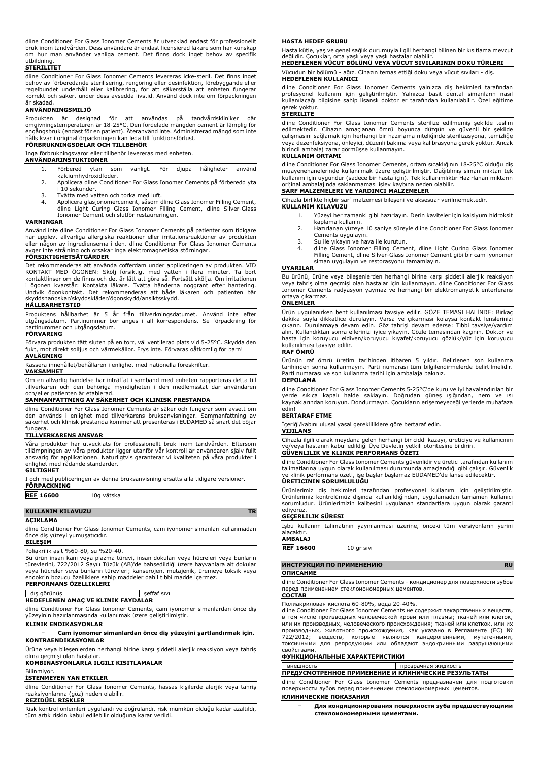dline Conditioner For Glass Ionomer Cements är utvecklad endast för professionellt bruk inom tandvården. Dess användare är endast licensierad läkare som har kunskap om hur man använder vanliga cement. Det finns dock inget behov av specifik utbildning.

**STERILITET**

dline Conditioner For Glass Ionomer Cements levereras icke-steril. Det finns inget behov av förberedande sterilisering, rengöring eller desinfektion, förebyggande eller regelbundet underhåll eller kalibrering, för att säkerställa att enheten fungerar korrekt och säkert under dess avsedda livstid. Använd dock inte om förpackningen är skadad.

**ANVÄNDNINGSMILJÖ**

Produkten är designad för att användas på tandvårdskliniker där omgivningstemperaturen är 18-25°C. Den fördelade mängden cement är lämplig för engångsbruk (endast för en patient). Återanvänd inte. Administrerad mängd som inte hålls kvar i originalförpackningen kan leda till funktionsförlust.

**FÖRBRUKNINGSDELAR OCH TILLBEHÖR**

Inga förbrukningsvaror eller tillbehör levereras med enheten.

**ANVÄNDARINSTUKTIONER**

1. Förbered ytan som vanligt. För djupa håligheter använd kalciumhydroxidfoder.
2. Applicera dline Conditioner For Glass Ionomer Cements på förberedd yta i 10 sekunder.
3. Tvätta med vatten och torka med luft.
4. Applicera glasjonomercement, såsom dline Glass Ionomer Filling Cement, dline Light Curing Glass Ionomer Filling Cement, dline Silver-Glass Ionomer Cement och slutför restaureringen.

**VARNINGAR**

Använd inte dline Conditioner For Glass Ionomer Cements på patienter som tidigare har upplevt allvarliga allergiska reaktioner eller irritationsreaktioner av produkten eller någon av ingredienserna i den. dline Conditioner For Glass Ionomer Cements avger inte strålning och orsakar inga elektromagnetiska störningar.

**FÖRSIKTIGHETSÅTGÄRDER**

Det rekommenderas att använda cofferdam under appliceringen av produkten. VID KONTAKT MED ÖGONEN: Skölj försiktigt med vatten i flera minuter. Ta bort kontaktlinser om de finns och det är lätt att göra så. Fortsätt skölja. Om irritationen i ögonen kvarstår: Kontakta läkare. Tvätta händerna noggrant efter hantering. Undvik ögonkontakt. Det rekommenderas att både läkaren och patienten bär skyddshandskar/skyddskläder/ögonskydd/ansiktsskydd.

**HÅLLBARHETSTID**

Produktens hållbarhet är 5 år från tillverkningsdatumet. Använd inte efter utgångsdatum. Partinummer bör anges i all korrespondens. Se förpackning för partinummer och utgångsdatum.

**FÖRVARING**

Förvara produkten tätt sluten på en torr, väl ventilerad plats vid 5-25°C. Skydda den fukt, mot direkt solljus och värmekällor. Frys inte. Förvaras oåtkomlig för barn!

**AVLÄGNING**

Kassera innehållet/behållaren i enlighet med nationella föreskrifter.

**VAKSAMHET**

Om en allvarlig händelse har inträffat i samband med enheten rapporteras detta till tillverkaren och den behöriga myndigheten i den medlemsstat där användaren och/eller patienten är etablerad.

**SAMMANFATTNING AV SÄKERHET OCH KLINISK PRESTANDA**

dline Conditioner For Glass Ionomer Cements är säker och fungerar som avsett om den används i enlighet med tillverkarens bruksanvisningar. Sammanfattning av säkerhet och klinisk prestanda kommer att presenteras i EUDAMED så snart det böjar fungera.

**TILLVERKARENS ANSVAR**

Våra produkter har utvecklats för professionellt bruk inom tandvården. Eftersom tillämpningen av våra produkter ligger utanför vår kontroll är användaren själv fullt ansvarig för applikationen. Naturligtvis garanterar vi kvaliteten på våra produkter i enlighet med rådande standarder.

**GILTIGHET**

I och med publiceringen av denna bruksanvisning ersätts alla tidigare versioner.

**FÖRPACKNING**

**REF 16600** 10g vätska

## KULLANIM KILAVUZU — TR

**AÇIKLAMA**

dline Conditioner For Glass Ionomer Cements, cam iyonomer simanları kullanmadan önce diş yüzeyi yumuşatıcıdır.

**BILEŞIM**

Poliakrilik asit %60-80, su %20-40.

Bu ürün insan kanı veya plazma türevi, insan dokuları veya hücreleri veya bunların türevlerini, 722/2012 Sayılı Tüzük (AB)'de bahsedildiği üzere hayvanlara ait dokular veya hücreler veya bunların türevleri; kanserojen, mutajenik, üremeye toksik veya endokrin bozucu özelliklere sahip maddeler dahil tıbbi madde içermez.

**PERFORMANS ÖZELLIKLERI**

| | |
|---|---|
| dış görünüş | şeffaf sıvı |

**HEDEFLENEN AMAÇ VE KLINIK FAYDALAR**

dline Conditioner For Glass Ionomer Cements, cam iyonomer simanlardan önce diş yüzeyinin hazırlanmasında kullanılmak üzere geliştirilmiştir.

**KLINIK ENDIKASYONLAR**

- **Cam iyonomer simanlardan önce diş yüzeyini şartlandırmak için.**

**KONTRAENDIKASYONLAR**

Ürüne veya bileşenlerden herhangi birine karşı şiddetli alerjik reaksiyon veya tahriş olma geçmişi olan hastalar.

**KOMBINASYONLARLA ILGILI KISITLAMALAR**

Bilinmiyor.

**İSTENMEYEN YAN ETKILER**

dline Conditioner For Glass Ionomer Cements, hassas kişilerde alerjik veya tahriş reaksiyonlarına (göz) neden olabilir.

**REZIDÜEL RISKLER**

Risk kontrol önlemleri uygulandı ve doğrulandı, risk mümkün olduğu kadar azaltıldı, tüm artık riskin kabul edilebilir olduğuna karar verildi.

**HASTA HEDEF GRUBU**

Hasta kütle, yaş ve genel sağlık durumuyla ilgili herhangi bir bilinen bir kısıtlama mevcut değildir. Çocuklar, orta yaşlı veya yaşlı hastalar olabilir.

**HEDEFLENEN VÜCUT BÖLÜMÜ VEYA VÜCUT SIVILARININ DOKU TÜRLERI**

Vücudun bir bölümü - ağız. Cihazın temas ettiği doku veya vücut sıvıları - diş.

**HEDEFLENEN KULLANICI**

dline Conditioner For Glass Ionomer Cements yalnızca diş hekimleri tarafından profesyonel kullanım için geliştirilmiştir. Yalnızca basit dental simanların nasıl kullanılacağı bilgisine sahip lisanslı doktor er tarafından kullanılabilir. Özel eğitime gerek yoktur.

**STERILITE**

dline Conditioner For Glass Ionomer Cements sterilize edilmemiş şekilde teslim edilmektedir. Cihazın amaçlanan ömrü boyunca düzgün ve güvenli bir şekilde çalışmasını sağlamak için herhangi bir hazırlama niteliğinde sterilizasyona, temizliğe veya dezenfeksiyona, önleyici, düzenli bakıma veya kalibrasyona gerek yoktur. Ancak birincil ambalaj zarar görmüşse kullanmayın.

**KULLANIM ORTAMI**

dline Conditioner For Glass Ionomer Cements, ortam sıcaklığının 18-25°C olduğu diş muayenehanelerinde kullanılmak üzere geliştirilmiştir. Dağıtılmış siman miktarı tek kullanım için uygundur (sadece bir hasta için). Tek kullanımlıktır Hazırlanan miktarın orijinal ambalajında saklanmaması işlev kaybına neden olabilir.

**SARF MALZEMELERI VE YARDIMCI MALZEMELER**

Cihazla birlikte hiçbir sarf malzemesi bileşeni ve aksesuar verilmemektedir.

**KULLANIM KILAVUZU**

1. Yüzeyi her zamanki gibi hazırlayın. Derin kaviteler için kalsiyum hidroksit kaplama kullanın.
2. Hazırlanan yüzeye 10 saniye süreyle dline Conditioner For Glass Ionomer Cements uygulayın.
3. Su ile yıkayın ve hava ile kurutun.
4. dline Glass Ionomer Filling Cement, dline Light Curing Glass Ionomer Filling Cement, dline Silver-Glass Ionomer Cement gibi bir cam iyonomer siman uygulayın ve restorasyonu tamamlayın.

**UYARILAR**

Bu ürünü, ürüne veya bileşenlerden herhangi birine karşı şiddetli alerjik reaksiyon veya tahriş olma geçmişi olan hastalar için kullanmayın. dline Conditioner For Glass Ionomer Cements radyasyon yaymaz ve herhangi bir elektromanyetik enterferans ortaya çıkarmaz.

**ÖNLEMLER**

Ürün uygulanırken bent kullanılması tavsiye edilir. GÖZE TEMASI HALİNDE: Birkaç dakika suyla dikkatlice durulayın. Varsa ve çıkarması kolaysa kontakt lenslerinizi çıkarın. Durulamaya devam edin. Göz tahrişi devam ederse: Tıbbi tavsiye/yardım alın. Kullandıktan sonra ellerinizi iyice yıkayın. Gözle temasından kaçının. Doktor ve hasta için koruyucu eldiven/koruyucu kıyafet/koruyucu gözlük/yüz için koruyucu kullanılması tavsiye edilir.

**RAF ÖMRÜ**

Ürünün raf ömrü üretim tarihinden itibaren 5 yıldır. Belirlenen son kullanma tarihinden sonra kullanmayın. Parti numarası tüm bilgilendirmelerde belirtilmelidir. Parti numarası ve son kullanma tarihi için ambalaja bakınız.

**DEPOLAMA**

dline Conditioner For Glass Ionomer Cements 5-25°C'de kuru ve iyi havalandırılan bir yerde sıkıca kapalı halde saklayın. Doğrudan güneş ışığından, nem ve ısı kaynaklarından koruyun. Dondurmayın. Çocukların erişemeyeceği yerlerde muhafaza edin!

**BERTARAF ETME**

İçeriği/kabını ulusal yasal gerekliliklere göre bertaraf edin.

**VIJILANS**

Cihazla ilgili olarak meydana gelen herhangi bir ciddi kazayı, üreticiye ve kullanıcının ve/veya hastanın kabul edildiği Üye Devletin yetkili otoritesine bildirin.

**GÜVENLILIK VE KLINIK PERFORMANS ÖZETI**

dline Conditioner For Glass Ionomer Cements güvenlidir ve üretici tarafından kullanım talimatlarına uygun olarak kullanılması durumunda amaçlandığı gibi çalışır. Güvenlik ve klinik performans özeti, işe başlar başlamaz EUDAMED'de lanse edilecektir.

**ÜRETICININ SORUMLULUĞU**

Ürünlerimiz diş hekimleri tarafından profesyonel kullanım için geliştirilmiştir. Ürünlerimiz kontrolümüz dışında kullanıldığından, uygulamadan tamamen kullanıcı sorumludur. Ürünlerimizin kalitesini uygulanan standartlara uygun olarak garanti ediyoruz.

**GEÇERLILIK SÜRESI**

İşbu kullanım talimatının yayınlanması üzerine, önceki tüm versiyonların yerini alacaktır.

**AMBALAJ**

**REF 16600** 10 gr sıvı

## ИНСТРУКЦИЯ ПО ПРИМЕНЕНИЮ — RU

**ОПИСАНИЕ**

dline Conditioner For Glass Ionomer Cements - кондиционер для поверхности зубов перед применением стеклоиономерных цементов.

**СОСТАВ**

Полиакриловая кислота 60-80%, вода 20-40%.

dline Conditioner For Glass Ionomer Cements не содержит лекарственных веществ, в том числе производных человеческой крови или плазмы; тканей или клеток, или их производных, человеческого происхождения; тканей или клеткок, или их производных, животного происхождения, как указано в Регламенте (ЕС) № 722/2012; веществ, которые являются канцерогенными, мутагенными, токсичными для репродукции или обладают эндокринными разрушающими свойствами.

**ФУНКЦИОНАЛЬНЫЕ ХАРАКТЕРИСТИКИ**

| | |
|---|---|
| внешность | прозрачная жидкость |

**ПРЕДУСМОТРЕННОЕ ПРИМЕНЕНИЕ И КЛИНИЧЕСКИЕ РЕЗУЛЬТАТЫ**

dline Conditioner For Glass Ionomer Cements предназначен для подготовки поверхности зубов перед применением стеклоиономерных цементов.

**КЛИНИЧЕСКИЕ ПОКАЗАНИЯ**

- **Для кондиционирования поверхности зуба предшествующими стеклоиономерными цементами.**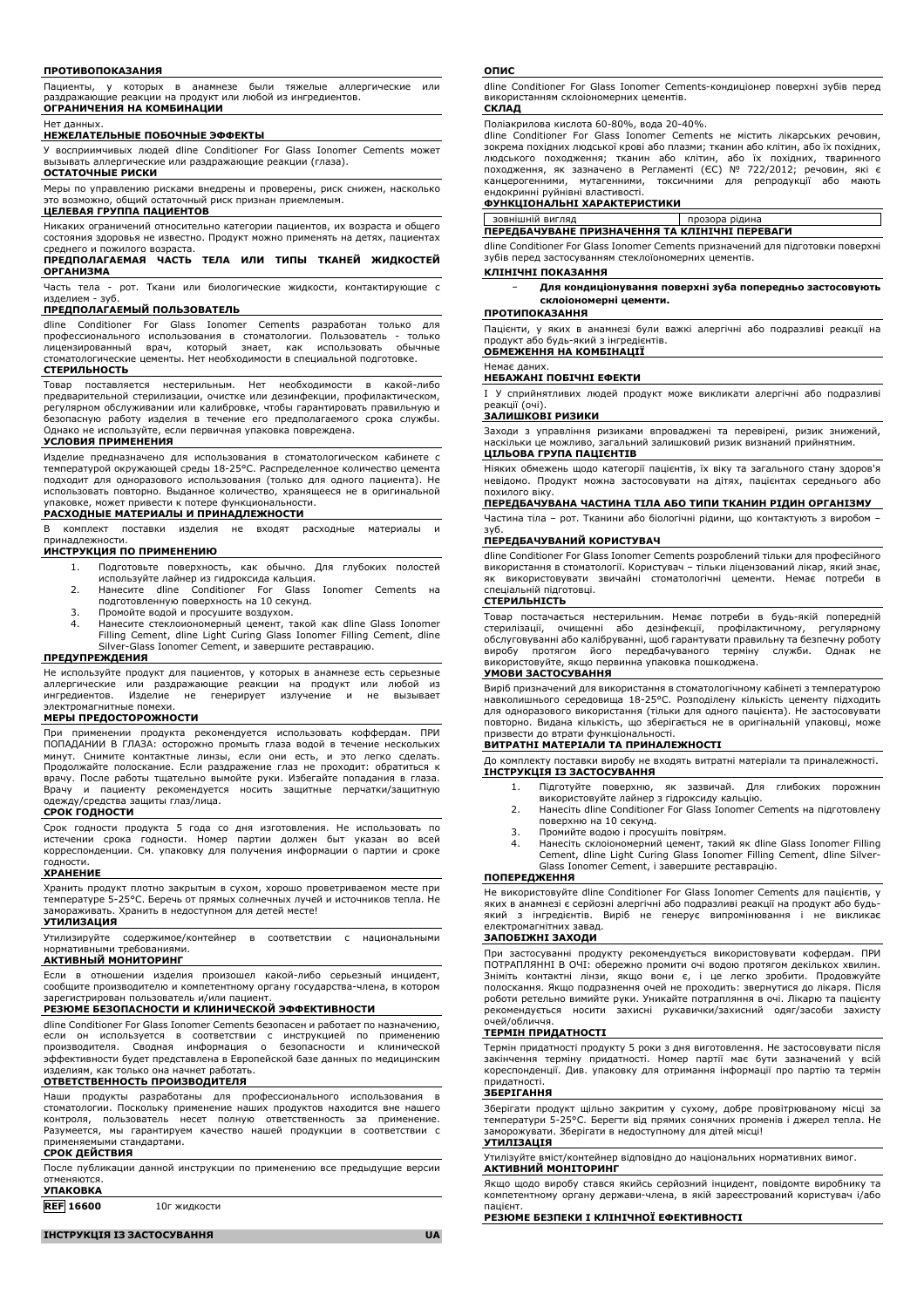## ПРОТИВОПОКАЗАНИЯ

Пациенты, у которых в анамнезе были тяжелые аллергические или раздражающие реакции на продукт или любой из ингредиентов.

## ОГРАНИЧЕНИЯ НА КОМБИНАЦИИ

Нет данных.

## НЕЖЕЛАТЕЛЬНЫЕ ПОБОЧНЫЕ ЭФФЕКТЫ

У восприимчивых людей dline Conditioner For Glass Ionomer Cements может вызывать аллергические или раздражающие реакции (глаза).

## ОСТАТОЧНЫЕ РИСКИ

Меры по управлению рисками внедрены и проверены, риск снижен, насколько это возможно, общий остаточный риск признан приемлемым.

## ЦЕЛЕВАЯ ГРУППА ПАЦИЕНТОВ

Никаких ограничений относительно категории пациентов, их возраста и общего состояния здоровья не известно. Продукт можно применять на детях, пациентах среднего и пожилого возраста.

## ПРЕДПОЛАГАЕМАЯ ЧАСТЬ ТЕЛА ИЛИ ТИПЫ ТКАНЕЙ ЖИДКОСТЕЙ ОРГАНИЗМА

Часть тела - рот. Ткани или биологические жидкости, контактирующие с изделием - зуб.

## ПРЕДПОЛАГАЕМЫЙ ПОЛЬЗОВАТЕЛЬ

dline Conditioner For Glass Ionomer Cements разработан только для профессионального использования в стоматологии. Пользователь - только лицензированный врач, который знает, как использовать обычные стоматологические цементы. Нет необходимости в специальной подготовке.

## СТЕРИЛЬНОСТЬ

Товар поставляется нестерильным. Нет необходимости в какой-либо предварительной стерилизации, очистке или дезинфекции, профилактическом, регулярном обслуживании или калибровке, чтобы гарантировать правильную и безопасную работу изделия в течение его предполагаемого срока службы. Однако не используйте, если первичная упаковка повреждена.

## УСЛОВИЯ ПРИМЕНЕНИЯ

Изделие предназначено для использования в стоматологическом кабинете с температурой окружающей среды 18-25°C. Распределенное количество цемента подходит для одноразового использования (только для одного пациента). Не использовать повторно. Выданное количество, хранящееся не в оригинальной упаковке, может привести к потере функциональности.

## РАСХОДНЫЕ МАТЕРИАЛЫ И ПРИНАДЛЕЖНОСТИ

В комплект поставки изделия не входят расходные материалы и принадлежности.

## ИНСТРУКЦИЯ ПО ПРИМЕНЕНИЮ

1. Подготовьте поверхность, как обычно. Для глубоких полостей используйте лайнер из гидроксида кальция.
2. Нанесите dline Conditioner For Glass Ionomer Cements на подготовленную поверхность на 10 секунд.
3. Промойте водой и просушите воздухом.
4. Нанесите стеклоиономерный цемент, такой как dline Glass Ionomer Filling Cement, dline Light Curing Glass Ionomer Filling Cement, dline Silver-Glass Ionomer Cement, и завершите реставрацию.

## ПРЕДУПРЕЖДЕНИЯ

Не используйте продукт для пациентов, у которых в анамнезе есть серьезные аллергические или раздражающие реакции на продукт или любой из ингредиентов. Изделие не генерирует излучение и не вызывает электромагнитные помехи.

## МЕРЫ ПРЕДОСТОРОЖНОСТИ

При применении продукта рекомендуется использовать коффердам. ПРИ ПОПАДАНИИ В ГЛАЗА: осторожно промыть глаза водой в течение нескольких минут. Снимите контактные линзы, если они есть, и это легко сделать. Продолжайте полоскание. Если раздражение глаз не проходит: обратиться к врачу. После работы тщательно вымойте руки. Избегайте попадания в глаза. Врачу и пациенту рекомендуется носить защитные перчатки/защитную одежду/средства защиты глаз/лица.

## СРОК ГОДНОСТИ

Срок годности продукта 5 года со дня изготовления. Не использовать по истечении срока годности. Номер партии должен быт указан во всей корреспонденции. См. упаковку для получения информации о партии и сроке годности.

## ХРАНЕНИЕ

Хранить продукт плотно закрытым в сухом, хорошо проветриваемом месте при температуре 5-25°C. Беречь от прямых солнечных лучей и источников тепла. Не замораживать. Хранить в недоступном для детей месте!

## УТИЛИЗАЦИЯ

Утилизируйте содержимое/контейнер в соответствии с национальными нормативными требованиями.

## АКТИВНЫЙ МОНИТОРИНГ

Если в отношении изделия произошел какой-либо серьезный инцидент, сообщите производителю и компетентному органу государства-члена, в котором зарегистрирован пользователь и/или пациент.

## РЕЗЮМЕ БЕЗОПАСНОСТИ И КЛИНИЧЕСКОЙ ЭФФЕКТИВНОСТИ

dline Conditioner For Glass Ionomer Cements безопасен и работает по назначению, если он используется в соответствии с инструкцией по применению производителя. Сводная информация о безопасности и клинической эффективности будет представлена в Европейской базе данных по медицинским изделиям, как только она начнет работать.

## ОТВЕТСТВЕННОСТЬ ПРОИЗВОДИТЕЛЯ

Наши продукты разработаны для профессионального использования в стоматологии. Поскольку применение наших продуктов находится вне нашего контроля, пользователь несет полную ответственность за применение. Разумеется, мы гарантируем качество нашей продукции в соответствии с применяемыми стандартами.

## СРОК ДЕЙСТВИЯ

После публикации данной инструкции по применению все предыдущие версии отменяются.

## УПАКОВКА

| | |
|---|---|
| REF 16600 | 10г жидкости |

# ІНСТРУКЦІЯ ІЗ ЗАСТОСУВАННЯ UA

## ОПИС

dline Conditioner For Glass Ionomer Cements-кондиціонер поверхні зубів перед використанням склоіономерних цементів.

## СКЛАД

Поліакрилова кислота 60-80%, вода 20-40%.

dline Conditioner For Glass Ionomer Cements не містить лікарських речовин, зокрема похідних людської крові або плазми; тканин або клітин, або їх похідних, людського походження; тканин або клітин, або їх похідних, тваринного походження, як зазначено в Регламенті (ЄС) № 722/2012; речовин, які є канцерогенними, мутагенними, токсичними для репродукції або мають ендокринні руйнівні властивості.

## ФУНКЦІОНАЛЬНІ ХАРАКТЕРИСТИКИ

| | |
|---|---|
| зовнішній вигляд | прозора рідина |

## ПЕРЕДБАЧУВАНЕ ПРИЗНАЧЕННЯ ТА КЛІНІЧНІ ПЕРЕВАГИ

dline Conditioner For Glass Ionomer Cements призначений для підготовки поверхні зубів перед застосуванням стеклоіономерних цементів.

## КЛІНІЧНІ ПОКАЗАННЯ

- **Для кондиціонування поверхні зуба попередньо застосовують склоіономерні цементи.**

## ПРОТИПОКАЗАННЯ

Пацієнти, у яких в анамнезі були важкі алергічні або подразливі реакції на продукт або будь-який з інгредієнтів.

## ОБМЕЖЕННЯ НА КОМБІНАЦІЇ

Немає даних.

## НЕБАЖАНІ ПОБІЧНІ ЕФЕКТИ

І У сприйнятливих людей продукт може викликати алергічні або подразливі реакції (очі).

## ЗАЛИШКОВІ РИЗИКИ

Заходи з управління ризиками впроваджені та перевірені, ризик знижений, наскільки це можливо, загальний залишковий ризик визнаний прийнятним.

## ЦІЛЬОВА ГРУПА ПАЦІЄНТІВ

Ніяких обмежень щодо категорії пацієнтів, їх віку та загального стану здоров'я невідомо. Продукт можна застосовувати на дітях, пацієнтах середнього або похилого віку.

## ПЕРЕДБАЧУВАНА ЧАСТИНА ТІЛА АБО ТИПИ ТКАНИН РІДИН ОРГАНІЗМУ

Частина тіла – рот. Тканини або біологічні рідини, що контактують з виробом – зуб.

## ПЕРЕДБАЧУВАНИЙ КОРИСТУВАЧ

dline Conditioner For Glass Ionomer Cements розроблений тільки для професійного використання в стоматології. Користувач – тільки ліцензований лікар, який знає, як використовувати звичайні стоматологічні цементи. Немає потреби в спеціальній підготовці.

## СТЕРИЛЬНІСТЬ

Товар постачається нестерильним. Немає потреби в будь-якій попередній стерилізації, очищенні або дезінфекції, профілактичному, регулярному обслуговуванні або калібруванні, щоб гарантувати правильну та безпечну роботу виробу протягом його передбачуваного терміну служби. Однак не використовуйте, якщо первинна упаковка пошкоджена.

## УМОВИ ЗАСТОСУВАННЯ

Виріб призначений для використання в стоматологічному кабінеті з температурою навколишнього середовища 18-25°C. Розподілену кількість цементу підходить для одноразового використання (тільки для одного пацієнта). Не застосовувати повторно. Видана кількість, що зберігається не в оригінальній упаковці, може призвести до втрати функціональності.

## ВИТРАТНІ МАТЕРІАЛИ ТА ПРИНАЛЕЖНОСТІ

До комплекту поставки виробу не входять витратні матеріали та приналежності.

## ІНСТРУКЦІЯ ІЗ ЗАСТОСУВАННЯ

1. Підготуйте поверхню, як зазвичай. Для глибоких порожнин використовуйте лайнер з гідроксиду кальцію.
2. Нанесіть dline Conditioner For Glass Ionomer Cements на підготовлену поверхню на 10 секунд.
3. Промийте водою і просушіть повітрям.
4. Нанесіть склоіономерний цемент, такий як dline Glass Ionomer Filling Cement, dline Light Curing Glass Ionomer Filling Cement, dline Silver-Glass Ionomer Cement, і завершите реставрацію.

## ПОПЕРЕДЖЕННЯ

Не використовуйте dline Conditioner For Glass Ionomer Cements для пацієнтів, у яких в анамнезі є серйозні алергічні або подразливі реакції на продукт або будь-який з інгредієнтів. Виріб не генерує випромінювання і не викликає електромагнітних завад.

## ЗАПОБІЖНІ ЗАХОДИ

При застосуванні продукту рекомендується використовувати кофердам. ПРИ ПОТРАПЛЯННІ В ОЧІ: обережно промити очі водою протягом декількох хвилин. Зніміть контактні лінзи, якщо вони є, і це легко зробити. Продовжуйте полоскання. Якщо подразнення очей не проходить: звернутися до лікаря. Після роботи ретельно вимийте руки. Уникайте потрапляння в очі. Лікарю та пацієнту рекомендується носити захисні рукавички/захисний одяг/засоби захисту очей/обличчя.

## ТЕРМІН ПРИДАТНОСТІ

Термін придатності продукту 5 роки з дня виготовлення. Не застосовувати після закінчення терміну придатності. Номер партії має бути зазначений у всій кореспонденції. Див. упаковку для отримання інформації про партію та термін придатності.

## ЗБЕРІГАННЯ

Зберігати продукт щільно закритим у сухому, добре провітрюваному місці за температури 5-25°C. Берегти від прямих сонячних променів і джерел тепла. Не заморожувати. Зберігати в недоступному для дітей місці!

## УТИЛІЗАЦІЯ

Утилізуйте вміст/контейнер відповідно до національних нормативних вимог.

## АКТИВНИЙ МОНІТОРИНГ

Якщо щодо виробу стався якийсь серйозний інцидент, повідомте виробнику та компетентному органу держави-члена, в якій зареєстрований користувач і/або пацієнт.

## РЕЗЮМЕ БЕЗПЕКИ І КЛІНІЧНОЇ ЕФЕКТИВНОСТІ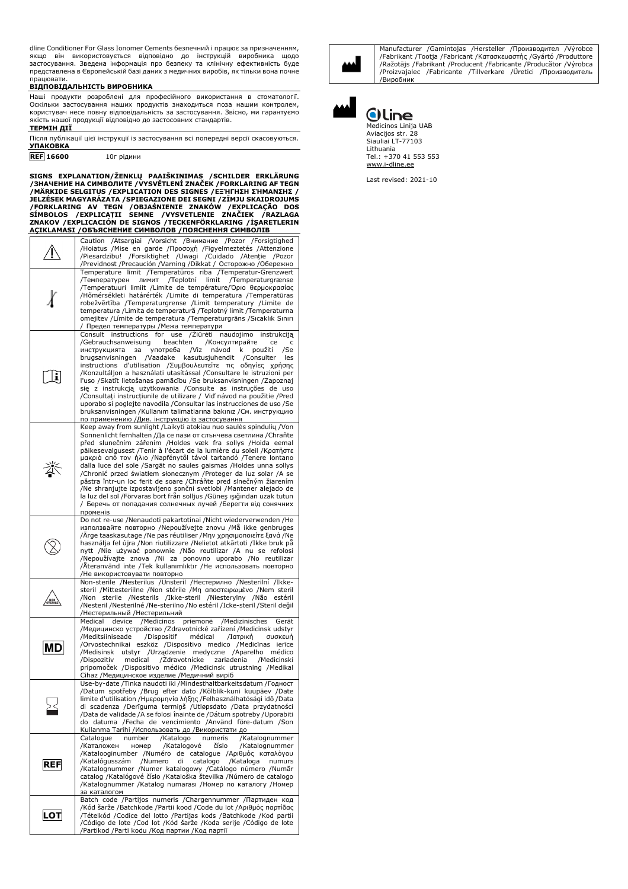dline Conditioner For Glass Ionomer Cements безпечний і працює за призначенням, якщо він використовується відповідно до інструкцій виробника щодо застосування. Зведена інформація про безпеку та клінічну ефективність буде представлена в Європейській базі даних з медичних виробів, як тільки вона почне працювати.

**ВІДПОВІДАЛЬНІСТЬ ВИРОБНИКА**

Наші продукти розроблені для професійного використання в стоматології. Оскільки застосування наших продуктів знаходиться поза нашим контролем, користувач несе повну відповідальність за застосування. Звісно, ми гарантуємо якість нашої продукції відповідно до застосовних стандартів.

**ТЕРМІН ДІЇ**

Після публікації цієї інструкції із застосування всі попередні версії скасовуються.

**УПАКОВКА**

**REF 16600** 10г рідини

**SIGNS EXPLANATION/ŽENKLŲ PAAIŠKINIMAS /SCHILDER ERKLÄRUNG /ЗНАЧЕНИЕ НА СИМВОЛИТЕ /VYSVĚTLENÍ ZNAČEK /FORKLARING AF TEGN /MÄRKIDE SELGITUS /EXPLICATION DES SIGNES /ΕΞΉΓΗΣΗ ΣΉΜΑΝΣΗΣ / JELZÉSEK MAGYARÁZATA /SPIEGAZIONE DEI SEGNI /ZĪMJU SKAIDROJUMS /FORKLARING AV TEGN /OBJAŚNIENIE ZNAKÓW /EXPLICAÇÃO DOS SÍMBOLOS /EXPLICAȚII SEMNE /VYSVETLENIE ZNAČIEK /RAZLAGA ZNAKOV /EXPLICACIÓN DE SIGNOS /TECKENFÖRKLARING /İŞARETLERIN AÇIKLAMASI /ОБЪЯСНЕНИЕ СИМВОЛОВ /ПОЯСНЕННЯ СИМВОЛІВ**

| | |
|---|---|
| ⚠ | Caution /Atsargiai /Vorsicht /Внимание /Pozor /Forsigtighed /Hoiatus /Mise en garde /Προσοχή /Figyelmeztetés /Attenzione /Piesardzību! /Forsiktighet /Uwagi /Cuidado /Atenție /Pozor /Previdnost /Precaución /Varning /Dikkat / Осторожно /Обережно |
| 🌡 | Temperature limit /Temperatūros riba /Temperatur-Grenzwert /Температурен лимит /Teplotní limit /Temperaturgrænse /Temperatuuri limiit /Limite de température/Όριο θερμοκρασίας /Hőmérsékleti határérték /Limite di temperatura /Temperatūras robežvērtība /Temperaturgrense /Limit temperatury /Limite de temperatura /Limita de temperatură /Teplotný limit /Temperaturna omejitev /Límite de temperatura /Temperaturgräns /Sıcaklık Sınırı / Предел температуры /Межа температури |
| 📖 | Consult instructions for use /Žiūrėti naudojimo instrukciją /Gebrauchsanweisung beachten /Консултирайте се с инструкцията за употреба /Viz návod k použití /Se brugsanvisningen /Vaadake kasutusjuhendit /Consulter les instructions d'utilisation /Συμβουλευτείτε τις οδηγίες χρήσης /Konzultáljon a használati utasítással /Consultare le istruzioni per l'uso /Skatīt lietošanas pamācību /Se bruksanvisningen /Zapoznaj się z instrukcją użytkowania /Consulte as instruções de uso /Consultați instrucțiunile de utilizare / Viď návod na použitie /Pred uporabo si poglejte navodila /Consultar las instrucciones de uso /Se bruksanvisningen /Kullanım talimatlarına bakınız /См. инструкцию по применению /Див. інструкцію із застосування |
| ☀ | Keep away from sunlight /Laikyti atokiau nuo saulės spindulių /Von Sonnenlicht fernhalten /Да се пази от слънчева светлина /Chraňte před slunečním zářením /Holdes væk fra sollys /Hoida eemal päikesevalgusest /Tenir à l'écart de la lumière du soleil /Κρατήστε μακριά από τον ήλιο /Napfénytől távol tartandó /Tenere lontano dalla luce del sole /Sargāt no saules gaismas /Holdes unna sollys /Chronić przed światłem słonecznym /Proteger da luz solar /A se păstra într-un loc ferit de soare /Chráňte pred slnečným žiarením /Ne shranjujte izpostavljeno sončni svetlobi /Mantener alejado de la luz del sol /Förvaras bort från solljus /Güneş ışığından uzak tutun / Беречь от попадания солнечных лучей /Берегти від сонячних променів |
| ⊘ | Do not re-use /Nenaudoti pakartotinai /Nicht wiederverwenden /Не използвайте повторно /Nepoužívejte znovu /Må ikke genbruges /Ärge taaskasutage /Ne pas réutiliser /Μην χρησιμοποιείτε ξανά /Ne használja fel újra /Non riutilizzare /Nelietot atkārtoti /Ikke bruk på nytt /Nie używać ponownie /Não reutilizar /A nu se refolosi /Nepoužívajte znova /Ni za ponovno uporabo /No reutilizar /Återanvänd inte /Tek kullanımlıktır /Не использовать повторно /Не використовувати повторно |
| NON STERILE | Non-sterile /Nesterilus /Unsteril /Нестерилно /Nesterilní /Ikke-steril /Mittesteriilne /Non stérile /Μη αποστειρωμένο /Nem steril /Non sterile /Nesterils /Ikke-steril /Niesterylny /Não estéril /Nesteril /Nesterilné /Ne-sterilno /No estéril /Icke-steril /Steril değil /Нестерильный /Нестерильний |
| MD | Medical device /Medicinos priemonė /Medizinisches Gerät /Медицинско устройство /Zdravotnické zařízení /Medicinsk udstyr /Meditsiiniseade /Dispositif médical /Ιατρική συσκευή /Orvostechnikai eszköz /Dispositivo medico /Medicīnas ierīce /Medisinsk utstyr /Urządzenie medyczne /Aparelho médico /Dispozitiv medical /Zdravotnícke zariadenia /Medicinski pripomoček /Dispositivo médico /Medicinsk utrustning /Medikal Cihaz /Медицинское изделие /Медичний виріб |
| ⧗ | Use-by-date /Tinka naudoti iki /Mindesthaltbarkeitsdatum /Годност /Datum spotřeby /Brug efter dato /Kõlblik-kuni kuupäev /Date limite d'utilisation /Ημερομηνία λήξης /Felhasználhatósági idő /Data di scadenza /Derīguma termiņš /Utløpsdato /Data przydatności /Data de validade /A se folosi înainte de /Dátum spotreby /Uporabiti do datuma /Fecha de vencimiento /Använd före-datum /Son Kullanma Tarihi /Использовать до /Використати до |
| REF | Catalogue number /Katalogo numeris /Katalognummer /Каталожен номер /Katalogové číslo /Katalognummer /Kataloogiпumber /Numéro de catalogue /Αριθμός καταλόγου /Katalógusszám /Numero di catalogo /Kataloga numurs /Katalognummer /Numer katalogowy /Catálogo número /Număr catalog /Katalógové číslo /Kataloška številka /Número de catalogo /Katalognummer /Katalog numarası /Номер по каталогу /Номер за каталогом |
| LOT | Batch code /Partijos numeris /Chargennummer /Партиден код /Kód šarže /Batchkode /Partii kood /Code du lot /Αριθμός παρτίδας /Tételkód /Codice del lotto /Partijas kods /Batchkode /Kod partii /Código de lote /Cod lot /Kód šarže /Koda serije /Código de lote /Partikod /Parti kodu /Код партии /Код партії |

| | |
|---|---|
| 🏭 | Manufacturer /Gamintojas /Hersteller /Производител /Výrobce /Fabrikant /Tootja /Fabricant /Κατασκευαστής /Gyártó /Produttore /Ražotājs /Fabrikant /Producent /Fabricante /Producător /Výrobca /Proizvajalec /Fabricante /Tillverkare /Üretici /Производитель /Виробник |

dLine

Medicinos Linija UAB
Aviacijos str. 28
Siauliai LT-77103
Lithuania
Tel.: +370 41 553 553
www.i-dline.ee

Last revised: 2021-10